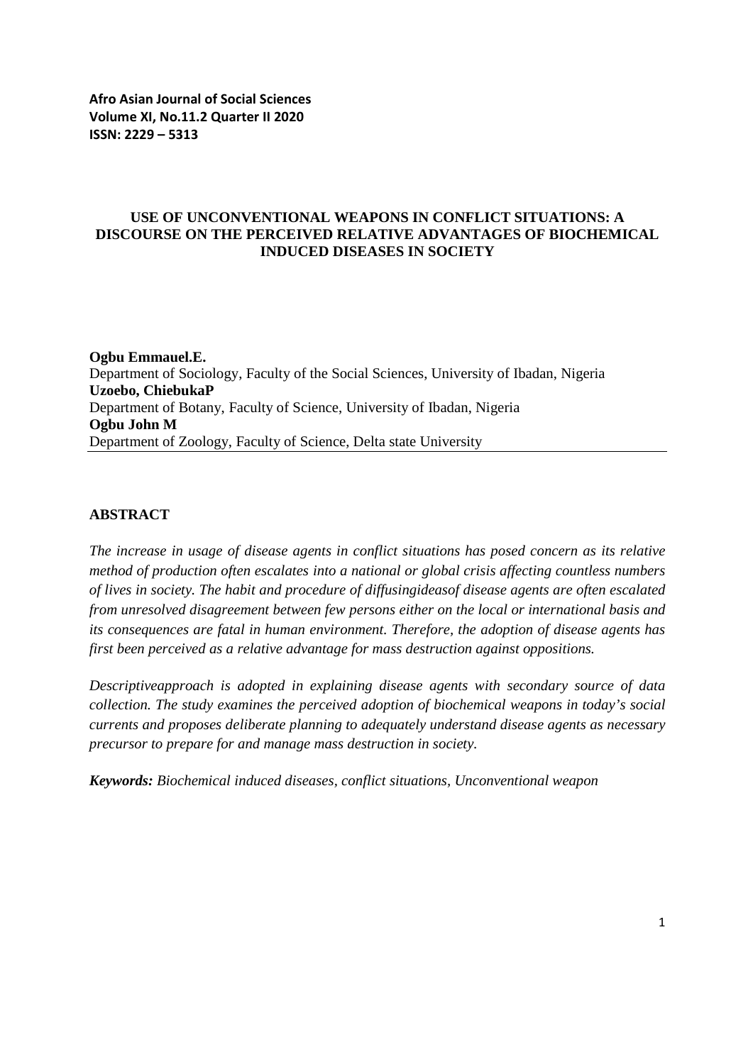**Afro Asian Journal of Social Sciences**
**Volume XI, No.11.2 Quarter II 2020**
**ISSN: 2229 – 5313**

# USE OF UNCONVENTIONAL WEAPONS IN CONFLICT SITUATIONS: A DISCOURSE ON THE PERCEIVED RELATIVE ADVANTAGES OF BIOCHEMICAL INDUCED DISEASES IN SOCIETY

**Ogbu Emmauel.E.**
Department of Sociology, Faculty of the Social Sciences, University of Ibadan, Nigeria
**Uzoebo, ChiebukaP**
Department of Botany, Faculty of Science, University of Ibadan, Nigeria
**Ogbu John M**
Department of Zoology, Faculty of Science, Delta state University

## ABSTRACT

*The increase in usage of disease agents in conflict situations has posed concern as its relative method of production often escalates into a national or global crisis affecting countless numbers of lives in society. The habit and procedure of diffusingideasof disease agents are often escalated from unresolved disagreement between few persons either on the local or international basis and its consequences are fatal in human environment. Therefore, the adoption of disease agents has first been perceived as a relative advantage for mass destruction against oppositions.*

*Descriptiveapproach is adopted in explaining disease agents with secondary source of data collection. The study examines the perceived adoption of biochemical weapons in today's social currents and proposes deliberate planning to adequately understand disease agents as necessary precursor to prepare for and manage mass destruction in society.*

***Keywords:*** *Biochemical induced diseases, conflict situations, Unconventional weapon*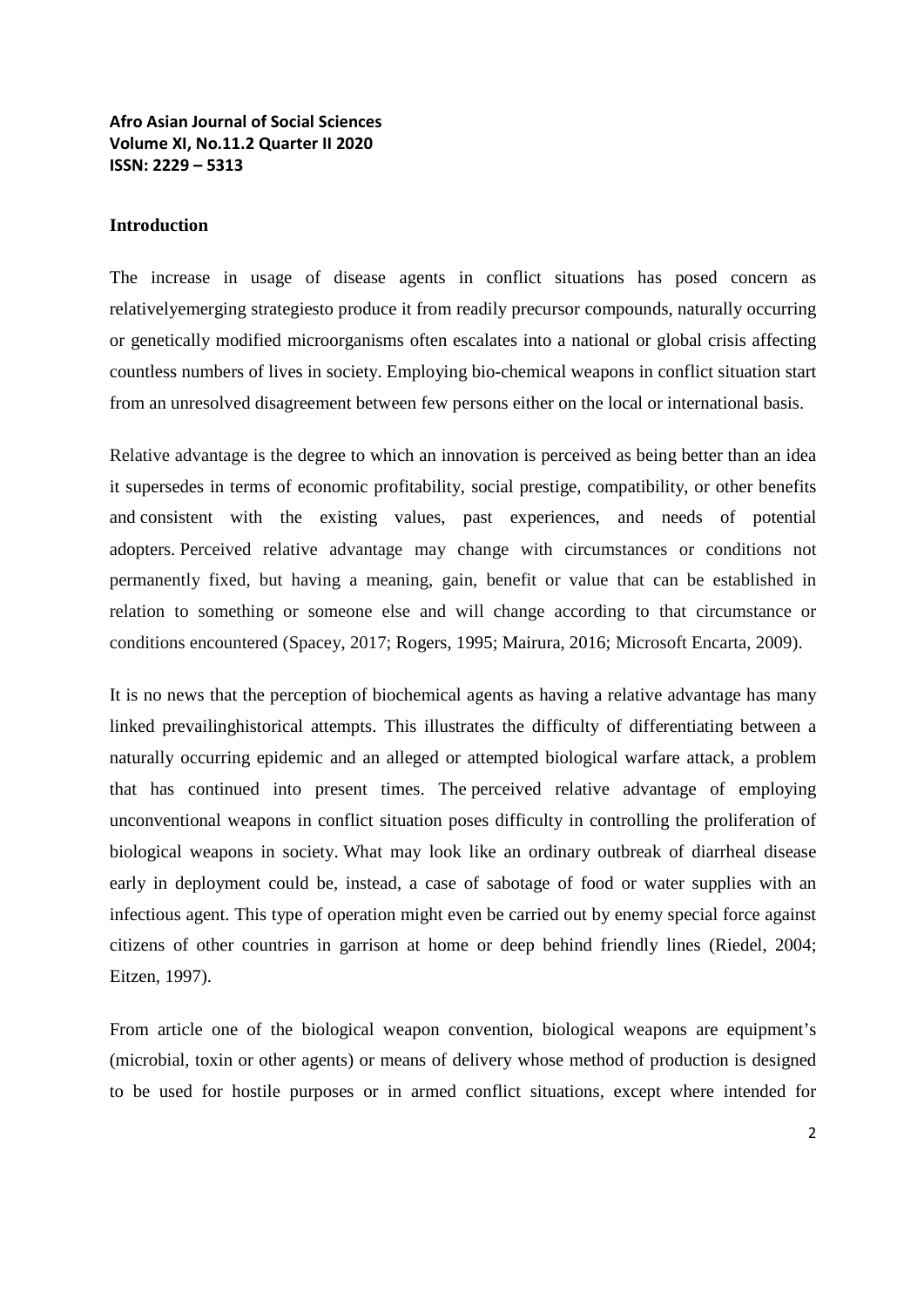## Introduction

The increase in usage of disease agents in conflict situations has posed concern as relativelyemerging strategiesto produce it from readily precursor compounds, naturally occurring or genetically modified microorganisms often escalates into a national or global crisis affecting countless numbers of lives in society. Employing bio-chemical weapons in conflict situation start from an unresolved disagreement between few persons either on the local or international basis.

Relative advantage is the degree to which an innovation is perceived as being better than an idea it supersedes in terms of economic profitability, social prestige, compatibility, or other benefits and consistent with the existing values, past experiences, and needs of potential adopters. Perceived relative advantage may change with circumstances or conditions not permanently fixed, but having a meaning, gain, benefit or value that can be established in relation to something or someone else and will change according to that circumstance or conditions encountered (Spacey, 2017; Rogers, 1995; Mairura, 2016; Microsoft Encarta, 2009).

It is no news that the perception of biochemical agents as having a relative advantage has many linked prevailinghistorical attempts. This illustrates the difficulty of differentiating between a naturally occurring epidemic and an alleged or attempted biological warfare attack, a problem that has continued into present times. The perceived relative advantage of employing unconventional weapons in conflict situation poses difficulty in controlling the proliferation of biological weapons in society. What may look like an ordinary outbreak of diarrheal disease early in deployment could be, instead, a case of sabotage of food or water supplies with an infectious agent. This type of operation might even be carried out by enemy special force against citizens of other countries in garrison at home or deep behind friendly lines (Riedel, 2004; Eitzen, 1997).

From article one of the biological weapon convention, biological weapons are equipment's (microbial, toxin or other agents) or means of delivery whose method of production is designed to be used for hostile purposes or in armed conflict situations, except where intended for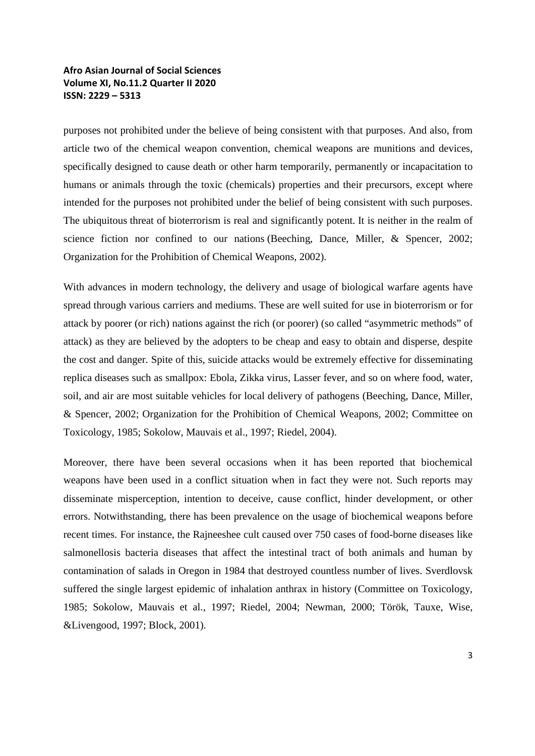purposes not prohibited under the believe of being consistent with that purposes. And also, from article two of the chemical weapon convention, chemical weapons are munitions and devices, specifically designed to cause death or other harm temporarily, permanently or incapacitation to humans or animals through the toxic (chemicals) properties and their precursors, except where intended for the purposes not prohibited under the belief of being consistent with such purposes. The ubiquitous threat of bioterrorism is real and significantly potent. It is neither in the realm of science fiction nor confined to our nations (Beeching, Dance, Miller, & Spencer, 2002; Organization for the Prohibition of Chemical Weapons, 2002).

With advances in modern technology, the delivery and usage of biological warfare agents have spread through various carriers and mediums. These are well suited for use in bioterrorism or for attack by poorer (or rich) nations against the rich (or poorer) (so called "asymmetric methods" of attack) as they are believed by the adopters to be cheap and easy to obtain and disperse, despite the cost and danger. Spite of this, suicide attacks would be extremely effective for disseminating replica diseases such as smallpox: Ebola, Zikka virus, Lasser fever, and so on where food, water, soil, and air are most suitable vehicles for local delivery of pathogens (Beeching, Dance, Miller, & Spencer, 2002; Organization for the Prohibition of Chemical Weapons, 2002; Committee on Toxicology, 1985; Sokolow, Mauvais et al., 1997; Riedel, 2004).

Moreover, there have been several occasions when it has been reported that biochemical weapons have been used in a conflict situation when in fact they were not. Such reports may disseminate misperception, intention to deceive, cause conflict, hinder development, or other errors. Notwithstanding, there has been prevalence on the usage of biochemical weapons before recent times. For instance, the Rajneeshee cult caused over 750 cases of food-borne diseases like salmonellosis bacteria diseases that affect the intestinal tract of both animals and human by contamination of salads in Oregon in 1984 that destroyed countless number of lives. Sverdlovsk suffered the single largest epidemic of inhalation anthrax in history (Committee on Toxicology, 1985; Sokolow, Mauvais et al., 1997; Riedel, 2004; Newman, 2000; Török, Tauxe, Wise, &Livengood, 1997; Block, 2001).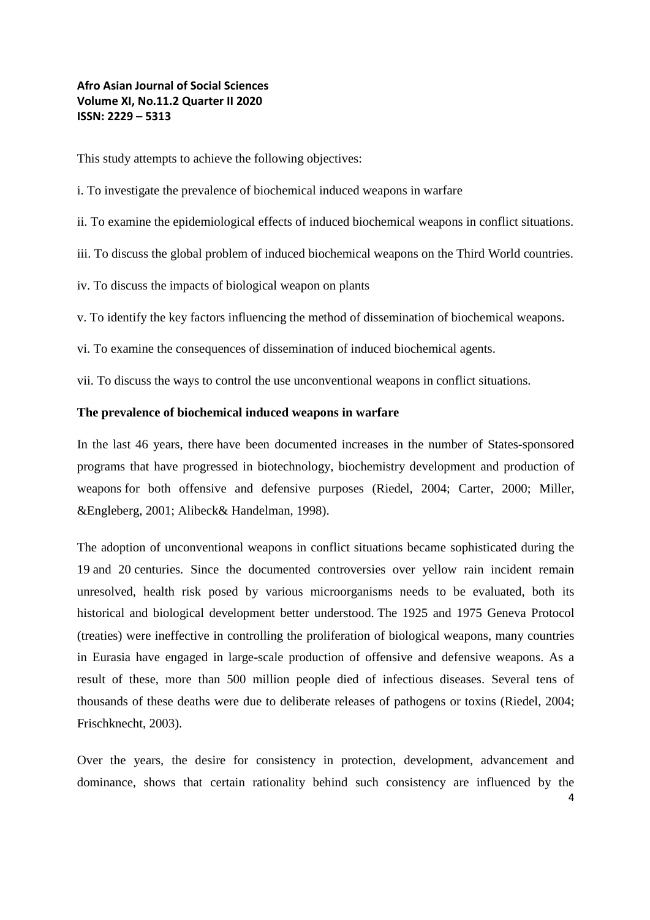This study attempts to achieve the following objectives:

i. To investigate the prevalence of biochemical induced weapons in warfare

ii. To examine the epidemiological effects of induced biochemical weapons in conflict situations.

iii. To discuss the global problem of induced biochemical weapons on the Third World countries.

iv. To discuss the impacts of biological weapon on plants

v. To identify the key factors influencing the method of dissemination of biochemical weapons.

vi. To examine the consequences of dissemination of induced biochemical agents.

vii. To discuss the ways to control the use unconventional weapons in conflict situations.

**The prevalence of biochemical induced weapons in warfare**

In the last 46 years, there have been documented increases in the number of States-sponsored programs that have progressed in biotechnology, biochemistry development and production of weapons for both offensive and defensive purposes (Riedel, 2004; Carter, 2000; Miller, &Engleberg, 2001; Alibeck& Handelman, 1998).

The adoption of unconventional weapons in conflict situations became sophisticated during the 19 and 20 centuries. Since the documented controversies over yellow rain incident remain unresolved, health risk posed by various microorganisms needs to be evaluated, both its historical and biological development better understood. The 1925 and 1975 Geneva Protocol (treaties) were ineffective in controlling the proliferation of biological weapons, many countries in Eurasia have engaged in large-scale production of offensive and defensive weapons. As a result of these, more than 500 million people died of infectious diseases. Several tens of thousands of these deaths were due to deliberate releases of pathogens or toxins (Riedel, 2004; Frischknecht, 2003).

Over the years, the desire for consistency in protection, development, advancement and dominance, shows that certain rationality behind such consistency are influenced by the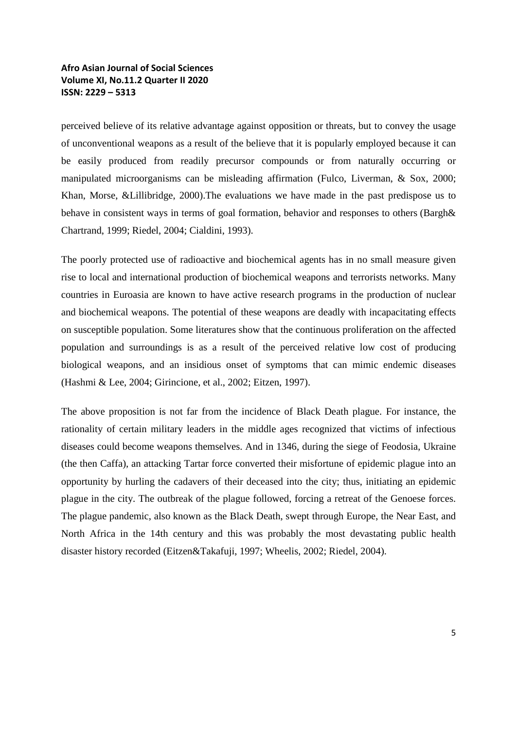perceived believe of its relative advantage against opposition or threats, but to convey the usage of unconventional weapons as a result of the believe that it is popularly employed because it can be easily produced from readily precursor compounds or from naturally occurring or manipulated microorganisms can be misleading affirmation (Fulco, Liverman, & Sox, 2000; Khan, Morse, &Lillibridge, 2000).The evaluations we have made in the past predispose us to behave in consistent ways in terms of goal formation, behavior and responses to others (Bargh& Chartrand, 1999; Riedel, 2004; Cialdini, 1993).

The poorly protected use of radioactive and biochemical agents has in no small measure given rise to local and international production of biochemical weapons and terrorists networks. Many countries in Euroasia are known to have active research programs in the production of nuclear and biochemical weapons. The potential of these weapons are deadly with incapacitating effects on susceptible population. Some literatures show that the continuous proliferation on the affected population and surroundings is as a result of the perceived relative low cost of producing biological weapons, and an insidious onset of symptoms that can mimic endemic diseases (Hashmi & Lee, 2004; Girincione, et al., 2002; Eitzen, 1997).

The above proposition is not far from the incidence of Black Death plague. For instance, the rationality of certain military leaders in the middle ages recognized that victims of infectious diseases could become weapons themselves. And in 1346, during the siege of Feodosia, Ukraine (the then Caffa), an attacking Tartar force converted their misfortune of epidemic plague into an opportunity by hurling the cadavers of their deceased into the city; thus, initiating an epidemic plague in the city. The outbreak of the plague followed, forcing a retreat of the Genoese forces. The plague pandemic, also known as the Black Death, swept through Europe, the Near East, and North Africa in the 14th century and this was probably the most devastating public health disaster history recorded (Eitzen&Takafuji, 1997; Wheelis, 2002; Riedel, 2004).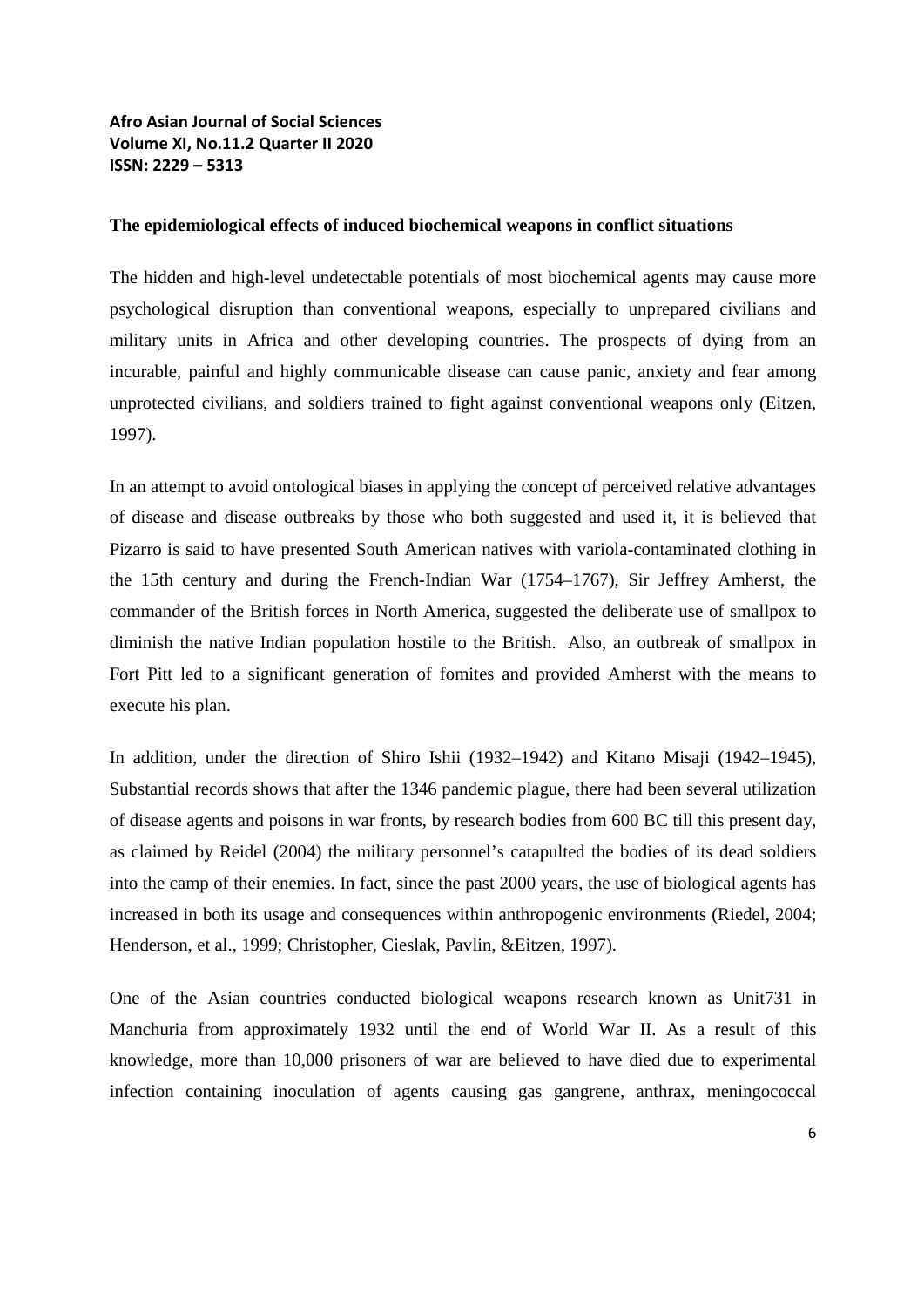**The epidemiological effects of induced biochemical weapons in conflict situations**

The hidden and high-level undetectable potentials of most biochemical agents may cause more psychological disruption than conventional weapons, especially to unprepared civilians and military units in Africa and other developing countries. The prospects of dying from an incurable, painful and highly communicable disease can cause panic, anxiety and fear among unprotected civilians, and soldiers trained to fight against conventional weapons only (Eitzen, 1997).

In an attempt to avoid ontological biases in applying the concept of perceived relative advantages of disease and disease outbreaks by those who both suggested and used it, it is believed that Pizarro is said to have presented South American natives with variola-contaminated clothing in the 15th century and during the French-Indian War (1754–1767), Sir Jeffrey Amherst, the commander of the British forces in North America, suggested the deliberate use of smallpox to diminish the native Indian population hostile to the British. Also, an outbreak of smallpox in Fort Pitt led to a significant generation of fomites and provided Amherst with the means to execute his plan.

In addition, under the direction of Shiro Ishii (1932–1942) and Kitano Misaji (1942–1945), Substantial records shows that after the 1346 pandemic plague, there had been several utilization of disease agents and poisons in war fronts, by research bodies from 600 BC till this present day, as claimed by Reidel (2004) the military personnel's catapulted the bodies of its dead soldiers into the camp of their enemies. In fact, since the past 2000 years, the use of biological agents has increased in both its usage and consequences within anthropogenic environments (Riedel, 2004; Henderson, et al., 1999; Christopher, Cieslak, Pavlin, &Eitzen, 1997).

One of the Asian countries conducted biological weapons research known as Unit731 in Manchuria from approximately 1932 until the end of World War II. As a result of this knowledge, more than 10,000 prisoners of war are believed to have died due to experimental infection containing inoculation of agents causing gas gangrene, anthrax, meningococcal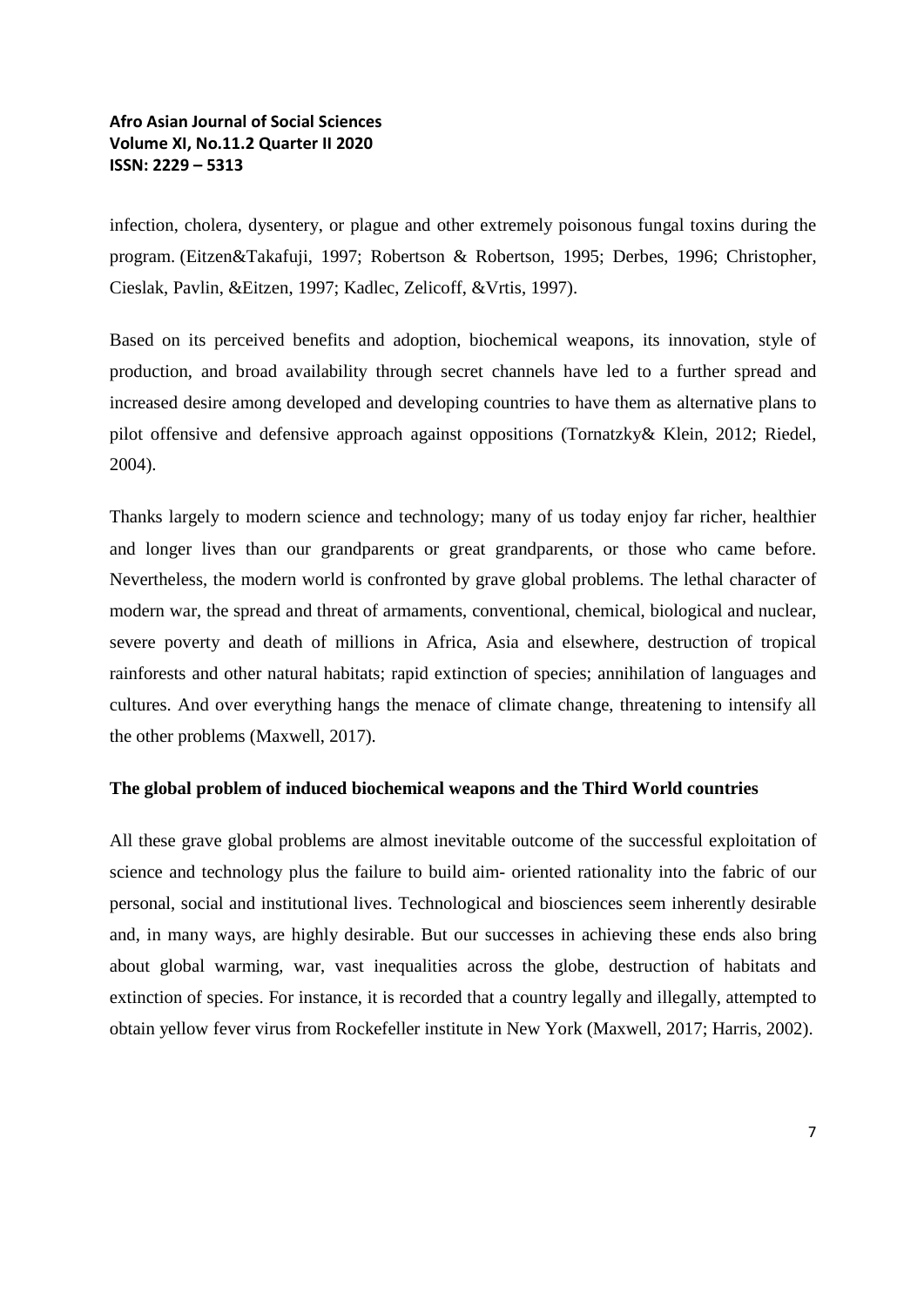infection, cholera, dysentery, or plague and other extremely poisonous fungal toxins during the program. (Eitzen&Takafuji, 1997; Robertson & Robertson, 1995; Derbes, 1996; Christopher, Cieslak, Pavlin, &Eitzen, 1997; Kadlec, Zelicoff, &Vrtis, 1997).

Based on its perceived benefits and adoption, biochemical weapons, its innovation, style of production, and broad availability through secret channels have led to a further spread and increased desire among developed and developing countries to have them as alternative plans to pilot offensive and defensive approach against oppositions (Tornatzky& Klein, 2012; Riedel, 2004).

Thanks largely to modern science and technology; many of us today enjoy far richer, healthier and longer lives than our grandparents or great grandparents, or those who came before. Nevertheless, the modern world is confronted by grave global problems. The lethal character of modern war, the spread and threat of armaments, conventional, chemical, biological and nuclear, severe poverty and death of millions in Africa, Asia and elsewhere, destruction of tropical rainforests and other natural habitats; rapid extinction of species; annihilation of languages and cultures. And over everything hangs the menace of climate change, threatening to intensify all the other problems (Maxwell, 2017).

**The global problem of induced biochemical weapons and the Third World countries**

All these grave global problems are almost inevitable outcome of the successful exploitation of science and technology plus the failure to build aim- oriented rationality into the fabric of our personal, social and institutional lives. Technological and biosciences seem inherently desirable and, in many ways, are highly desirable. But our successes in achieving these ends also bring about global warming, war, vast inequalities across the globe, destruction of habitats and extinction of species. For instance, it is recorded that a country legally and illegally, attempted to obtain yellow fever virus from Rockefeller institute in New York (Maxwell, 2017; Harris, 2002).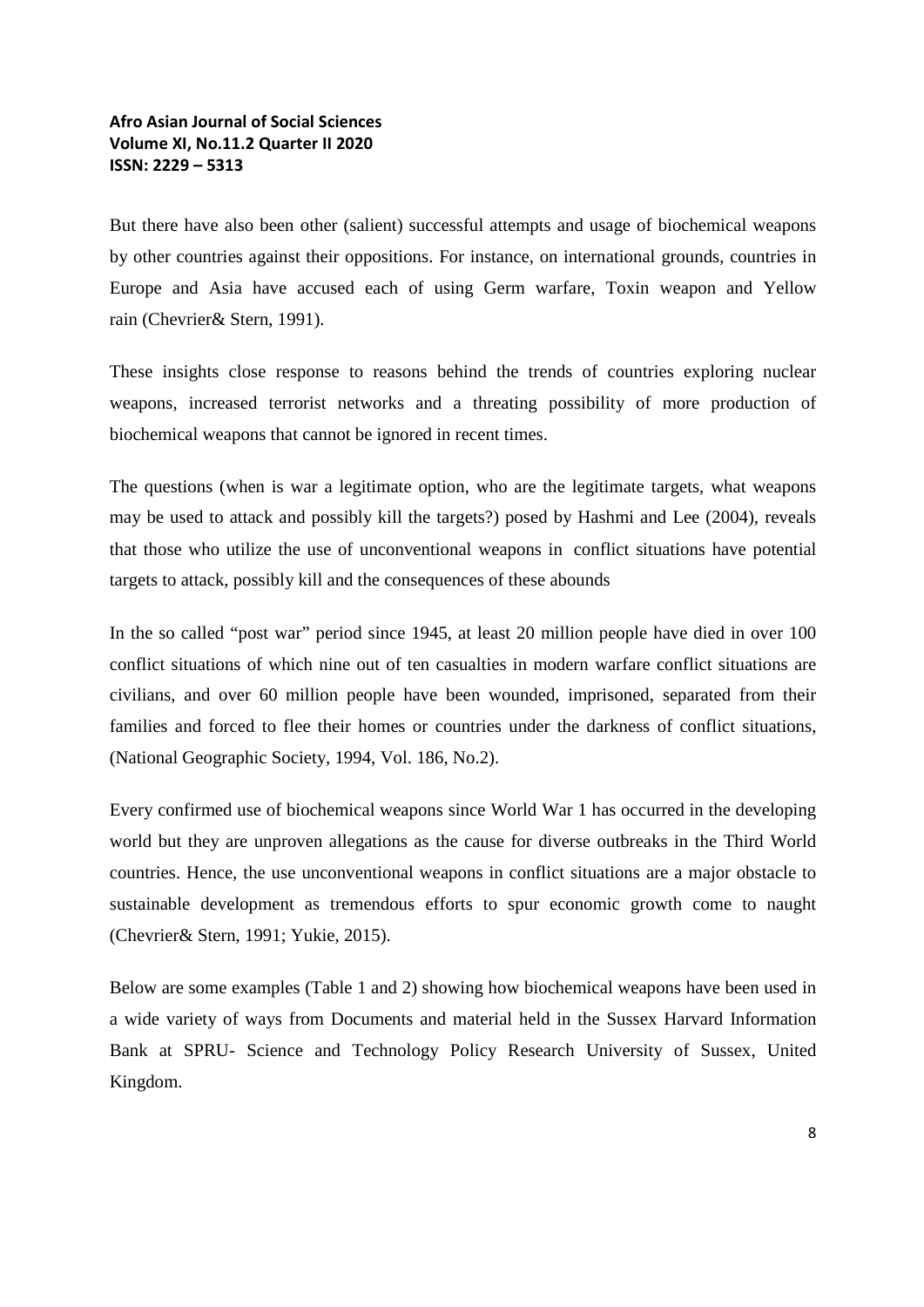But there have also been other (salient) successful attempts and usage of biochemical weapons by other countries against their oppositions. For instance, on international grounds, countries in Europe and Asia have accused each of using Germ warfare, Toxin weapon and Yellow rain (Chevrier& Stern, 1991).

These insights close response to reasons behind the trends of countries exploring nuclear weapons, increased terrorist networks and a threating possibility of more production of biochemical weapons that cannot be ignored in recent times.

The questions (when is war a legitimate option, who are the legitimate targets, what weapons may be used to attack and possibly kill the targets?) posed by Hashmi and Lee (2004), reveals that those who utilize the use of unconventional weapons in conflict situations have potential targets to attack, possibly kill and the consequences of these abounds

In the so called "post war" period since 1945, at least 20 million people have died in over 100 conflict situations of which nine out of ten casualties in modern warfare conflict situations are civilians, and over 60 million people have been wounded, imprisoned, separated from their families and forced to flee their homes or countries under the darkness of conflict situations, (National Geographic Society, 1994, Vol. 186, No.2).

Every confirmed use of biochemical weapons since World War 1 has occurred in the developing world but they are unproven allegations as the cause for diverse outbreaks in the Third World countries. Hence, the use unconventional weapons in conflict situations are a major obstacle to sustainable development as tremendous efforts to spur economic growth come to naught (Chevrier& Stern, 1991; Yukie, 2015).

Below are some examples (Table 1 and 2) showing how biochemical weapons have been used in a wide variety of ways from Documents and material held in the Sussex Harvard Information Bank at SPRU- Science and Technology Policy Research University of Sussex, United Kingdom.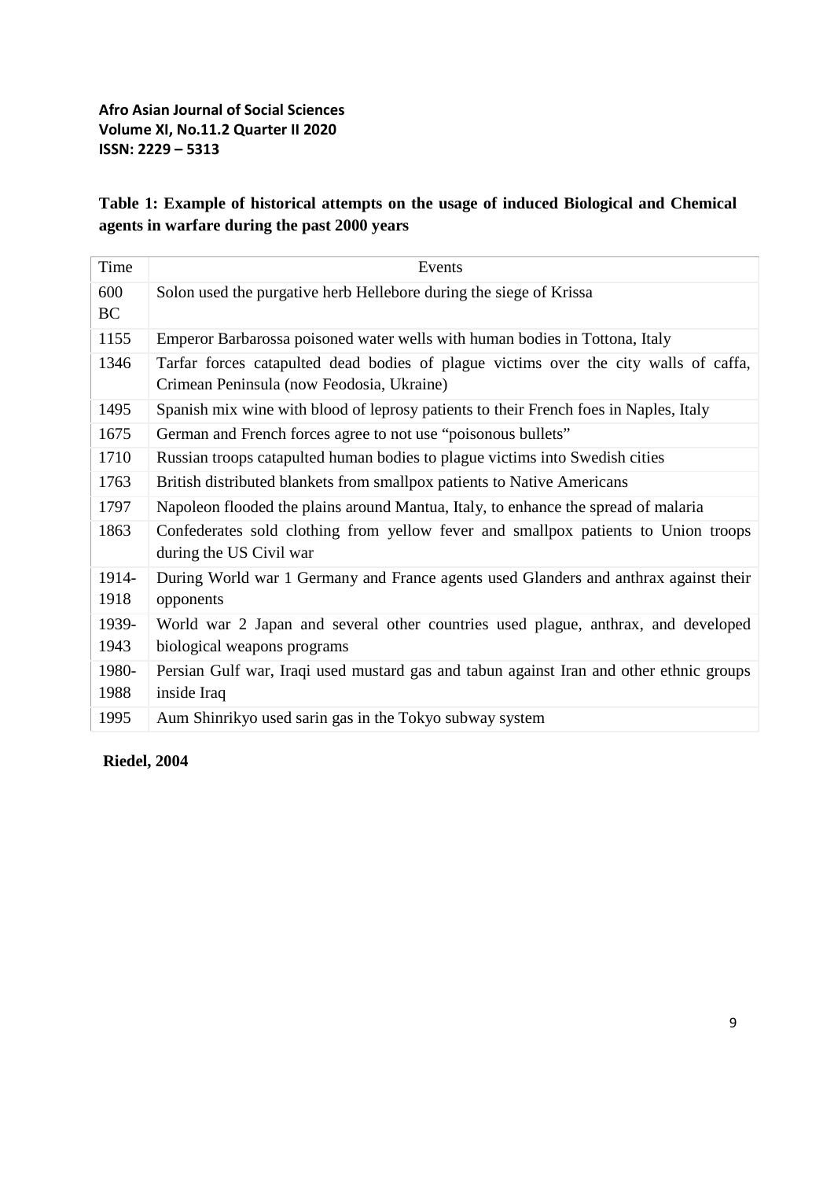**Table 1: Example of historical attempts on the usage of induced Biological and Chemical agents in warfare during the past 2000 years**

| Time | Events |
|---|---|
| 600 BC | Solon used the purgative herb Hellebore during the siege of Krissa |
| 1155 | Emperor Barbarossa poisoned water wells with human bodies in Tottona, Italy |
| 1346 | Tarfar forces catapulted dead bodies of plague victims over the city walls of caffa, Crimean Peninsula (now Feodosia, Ukraine) |
| 1495 | Spanish mix wine with blood of leprosy patients to their French foes in Naples, Italy |
| 1675 | German and French forces agree to not use "poisonous bullets" |
| 1710 | Russian troops catapulted human bodies to plague victims into Swedish cities |
| 1763 | British distributed blankets from smallpox patients to Native Americans |
| 1797 | Napoleon flooded the plains around Mantua, Italy, to enhance the spread of malaria |
| 1863 | Confederates sold clothing from yellow fever and smallpox patients to Union troops during the US Civil war |
| 1914-1918 | During World war 1 Germany and France agents used Glanders and anthrax against their opponents |
| 1939-1943 | World war 2 Japan and several other countries used plague, anthrax, and developed biological weapons programs |
| 1980-1988 | Persian Gulf war, Iraqi used mustard gas and tabun against Iran and other ethnic groups inside Iraq |
| 1995 | Aum Shinrikyo used sarin gas in the Tokyo subway system |

**Riedel, 2004**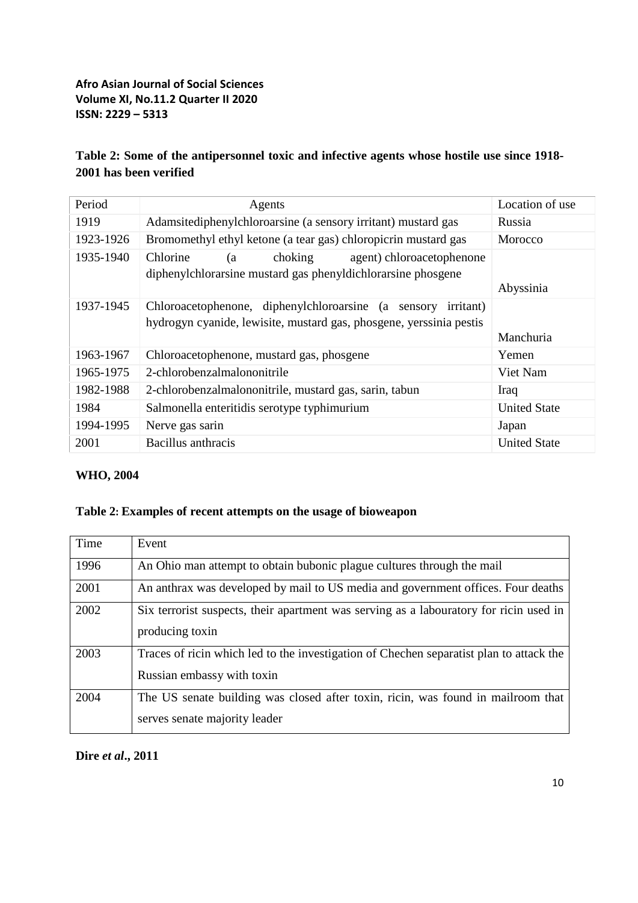**Table 2: Some of the antipersonnel toxic and infective agents whose hostile use since 1918-2001 has been verified**

| Period | Agents | Location of use |
|---|---|---|
| 1919 | Adamsitediphenylchloroarsine (a sensory irritant) mustard gas | Russia |
| 1923-1926 | Bromomethyl ethyl ketone (a tear gas) chloropicrin mustard gas | Morocco |
| 1935-1940 | Chlorine (a choking agent) chloroacetophenone diphenylchlorarsine mustard gas phenyldichlorarsine phosgene | Abyssinia |
| 1937-1945 | Chloroacetophenone, diphenylchloroarsine (a sensory irritant) hydrogyn cyanide, lewisite, mustard gas, phosgene, yerssinia pestis | Manchuria |
| 1963-1967 | Chloroacetophenone, mustard gas, phosgene | Yemen |
| 1965-1975 | 2-chlorobenzalmalononitrile | Viet Nam |
| 1982-1988 | 2-chlorobenzalmalononitrile, mustard gas, sarin, tabun | Iraq |
| 1984 | Salmonella enteritidis serotype typhimurium | United State |
| 1994-1995 | Nerve gas sarin | Japan |
| 2001 | Bacillus anthracis | United State |

**WHO, 2004**

**Table 2: Examples of recent attempts on the usage of bioweapon**

| Time | Event |
|---|---|
| 1996 | An Ohio man attempt to obtain bubonic plague cultures through the mail |
| 2001 | An anthrax was developed by mail to US media and government offices. Four deaths |
| 2002 | Six terrorist suspects, their apartment was serving as a labouratory for ricin used in producing toxin |
| 2003 | Traces of ricin which led to the investigation of Chechen separatist plan to attack the Russian embassy with toxin |
| 2004 | The US senate building was closed after toxin, ricin, was found in mailroom that serves senate majority leader |

**Dire *et al*., 2011**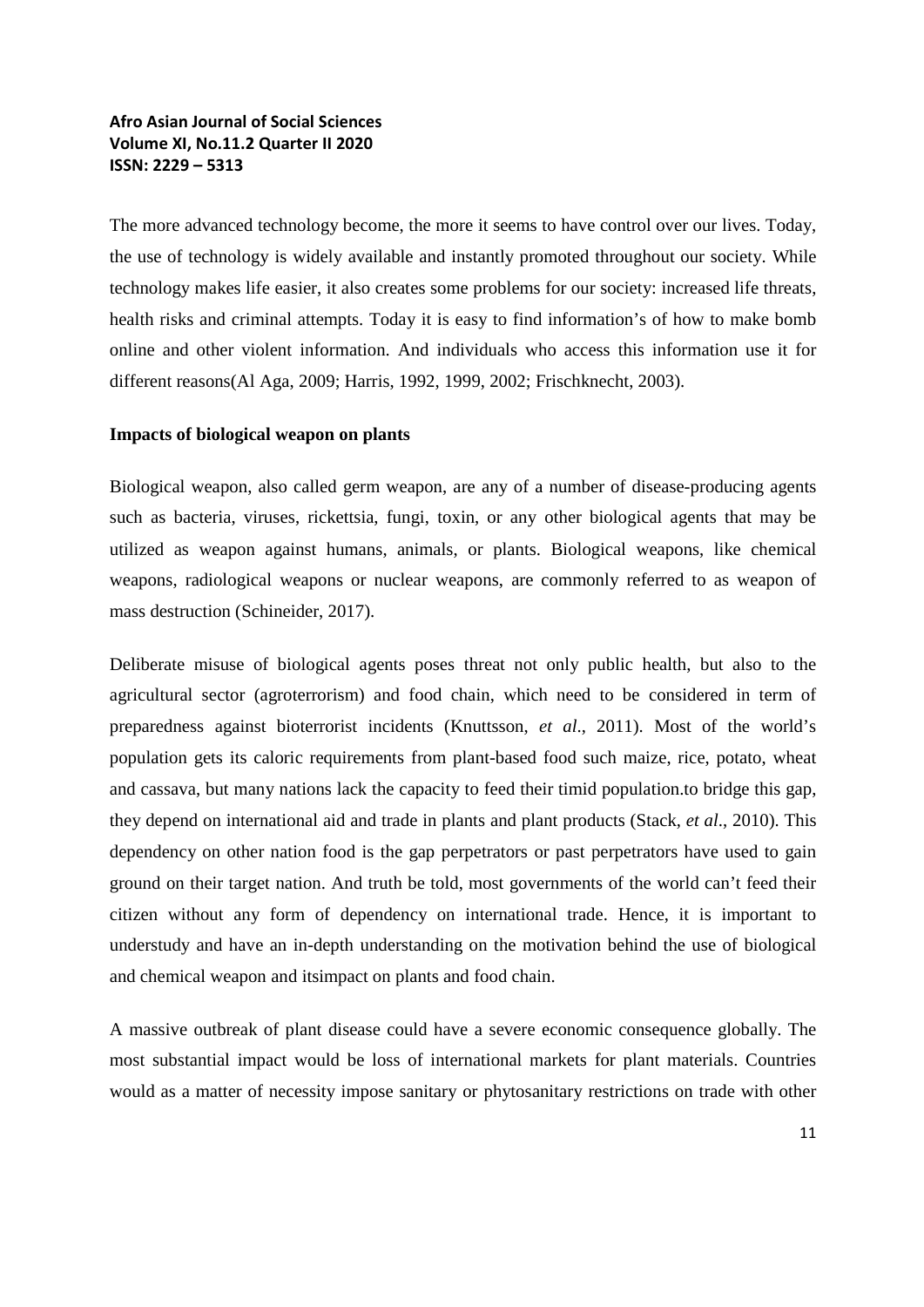The more advanced technology become, the more it seems to have control over our lives. Today, the use of technology is widely available and instantly promoted throughout our society. While technology makes life easier, it also creates some problems for our society: increased life threats, health risks and criminal attempts. Today it is easy to find information's of how to make bomb online and other violent information. And individuals who access this information use it for different reasons(Al Aga, 2009; Harris, 1992, 1999, 2002; Frischknecht, 2003).

**Impacts of biological weapon on plants**

Biological weapon, also called germ weapon, are any of a number of disease-producing agents such as bacteria, viruses, rickettsia, fungi, toxin, or any other biological agents that may be utilized as weapon against humans, animals, or plants. Biological weapons, like chemical weapons, radiological weapons or nuclear weapons, are commonly referred to as weapon of mass destruction (Schineider, 2017).

Deliberate misuse of biological agents poses threat not only public health, but also to the agricultural sector (agroterrorism) and food chain, which need to be considered in term of preparedness against bioterrorist incidents (Knuttsson, *et al*., 2011). Most of the world's population gets its caloric requirements from plant-based food such maize, rice, potato, wheat and cassava, but many nations lack the capacity to feed their timid population.to bridge this gap, they depend on international aid and trade in plants and plant products (Stack, *et al*., 2010). This dependency on other nation food is the gap perpetrators or past perpetrators have used to gain ground on their target nation. And truth be told, most governments of the world can't feed their citizen without any form of dependency on international trade. Hence, it is important to understudy and have an in-depth understanding on the motivation behind the use of biological and chemical weapon and itsimpact on plants and food chain.

A massive outbreak of plant disease could have a severe economic consequence globally. The most substantial impact would be loss of international markets for plant materials. Countries would as a matter of necessity impose sanitary or phytosanitary restrictions on trade with other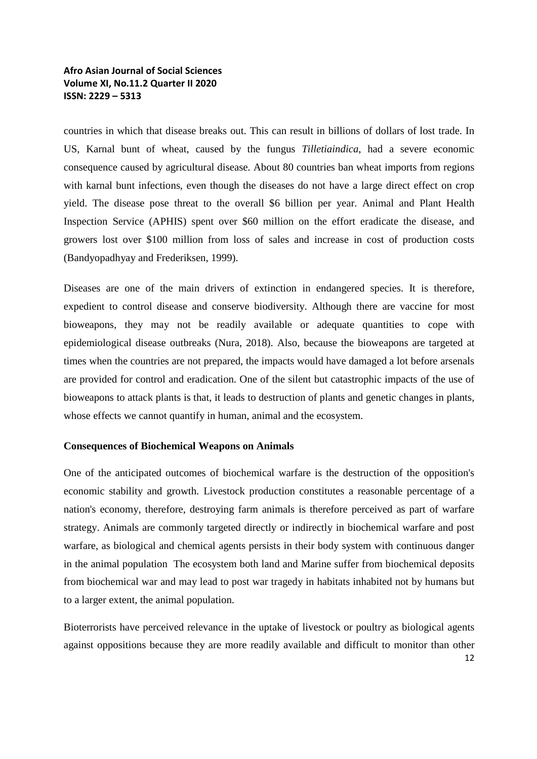countries in which that disease breaks out. This can result in billions of dollars of lost trade. In US, Karnal bunt of wheat, caused by the fungus *Tilletiaindica*, had a severe economic consequence caused by agricultural disease. About 80 countries ban wheat imports from regions with karnal bunt infections, even though the diseases do not have a large direct effect on crop yield. The disease pose threat to the overall $6 billion per year. Animal and Plant Health Inspection Service (APHIS) spent over $60 million on the effort eradicate the disease, and growers lost over $100 million from loss of sales and increase in cost of production costs (Bandyopadhyay and Frederiksen, 1999).

Diseases are one of the main drivers of extinction in endangered species. It is therefore, expedient to control disease and conserve biodiversity. Although there are vaccine for most bioweapons, they may not be readily available or adequate quantities to cope with epidemiological disease outbreaks (Nura, 2018). Also, because the bioweapons are targeted at times when the countries are not prepared, the impacts would have damaged a lot before arsenals are provided for control and eradication. One of the silent but catastrophic impacts of the use of bioweapons to attack plants is that, it leads to destruction of plants and genetic changes in plants, whose effects we cannot quantify in human, animal and the ecosystem.

**Consequences of Biochemical Weapons on Animals**

One of the anticipated outcomes of biochemical warfare is the destruction of the opposition's economic stability and growth. Livestock production constitutes a reasonable percentage of a nation's economy, therefore, destroying farm animals is therefore perceived as part of warfare strategy. Animals are commonly targeted directly or indirectly in biochemical warfare and post warfare, as biological and chemical agents persists in their body system with continuous danger in the animal population The ecosystem both land and Marine suffer from biochemical deposits from biochemical war and may lead to post war tragedy in habitats inhabited not by humans but to a larger extent, the animal population.

Bioterrorists have perceived relevance in the uptake of livestock or poultry as biological agents against oppositions because they are more readily available and difficult to monitor than other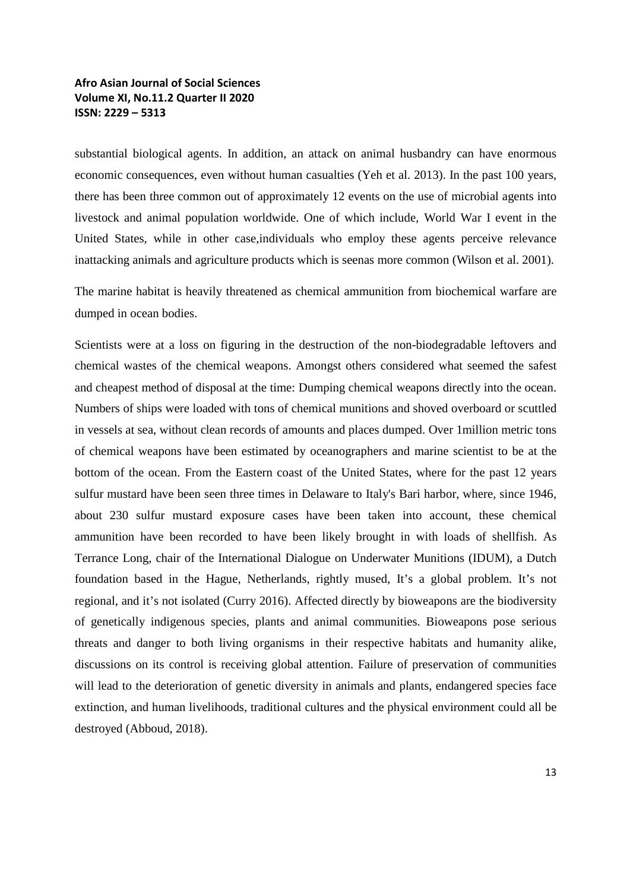substantial biological agents. In addition, an attack on animal husbandry can have enormous economic consequences, even without human casualties (Yeh et al. 2013). In the past 100 years, there has been three common out of approximately 12 events on the use of microbial agents into livestock and animal population worldwide. One of which include, World War I event in the United States, while in other case,individuals who employ these agents perceive relevance inattacking animals and agriculture products which is seenas more common (Wilson et al. 2001).

The marine habitat is heavily threatened as chemical ammunition from biochemical warfare are dumped in ocean bodies.

Scientists were at a loss on figuring in the destruction of the non-biodegradable leftovers and chemical wastes of the chemical weapons. Amongst others considered what seemed the safest and cheapest method of disposal at the time: Dumping chemical weapons directly into the ocean. Numbers of ships were loaded with tons of chemical munitions and shoved overboard or scuttled in vessels at sea, without clean records of amounts and places dumped. Over 1million metric tons of chemical weapons have been estimated by oceanographers and marine scientist to be at the bottom of the ocean. From the Eastern coast of the United States, where for the past 12 years sulfur mustard have been seen three times in Delaware to Italy's Bari harbor, where, since 1946, about 230 sulfur mustard exposure cases have been taken into account, these chemical ammunition have been recorded to have been likely brought in with loads of shellfish. As Terrance Long, chair of the International Dialogue on Underwater Munitions (IDUM), a Dutch foundation based in the Hague, Netherlands, rightly mused, It's a global problem. It's not regional, and it's not isolated (Curry 2016). Affected directly by bioweapons are the biodiversity of genetically indigenous species, plants and animal communities. Bioweapons pose serious threats and danger to both living organisms in their respective habitats and humanity alike, discussions on its control is receiving global attention. Failure of preservation of communities will lead to the deterioration of genetic diversity in animals and plants, endangered species face extinction, and human livelihoods, traditional cultures and the physical environment could all be destroyed (Abboud, 2018).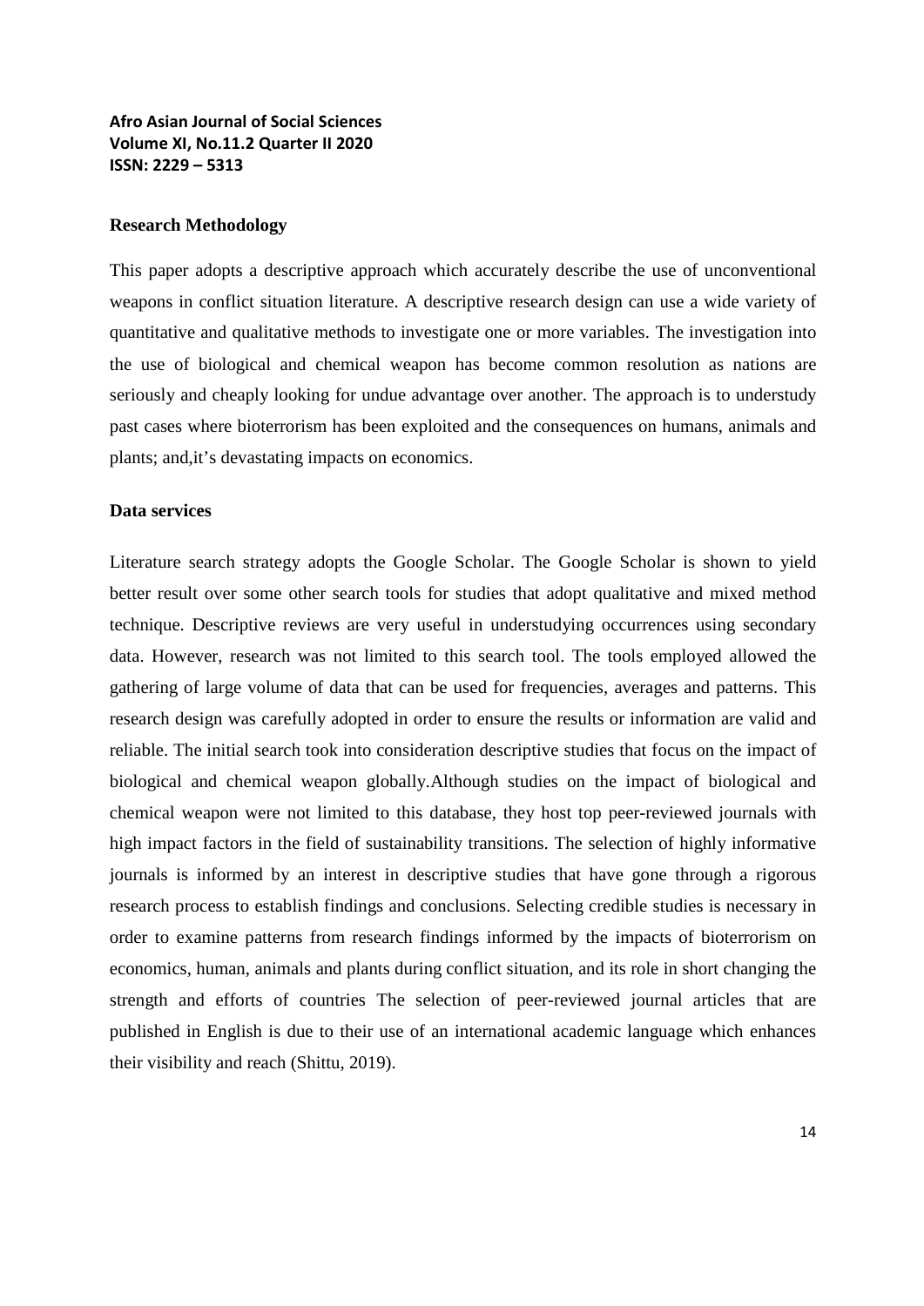**Research Methodology**

This paper adopts a descriptive approach which accurately describe the use of unconventional weapons in conflict situation literature. A descriptive research design can use a wide variety of quantitative and qualitative methods to investigate one or more variables. The investigation into the use of biological and chemical weapon has become common resolution as nations are seriously and cheaply looking for undue advantage over another. The approach is to understudy past cases where bioterrorism has been exploited and the consequences on humans, animals and plants; and,it's devastating impacts on economics.

**Data services**

Literature search strategy adopts the Google Scholar. The Google Scholar is shown to yield better result over some other search tools for studies that adopt qualitative and mixed method technique. Descriptive reviews are very useful in understudying occurrences using secondary data. However, research was not limited to this search tool. The tools employed allowed the gathering of large volume of data that can be used for frequencies, averages and patterns. This research design was carefully adopted in order to ensure the results or information are valid and reliable. The initial search took into consideration descriptive studies that focus on the impact of biological and chemical weapon globally.Although studies on the impact of biological and chemical weapon were not limited to this database, they host top peer-reviewed journals with high impact factors in the field of sustainability transitions. The selection of highly informative journals is informed by an interest in descriptive studies that have gone through a rigorous research process to establish findings and conclusions. Selecting credible studies is necessary in order to examine patterns from research findings informed by the impacts of bioterrorism on economics, human, animals and plants during conflict situation, and its role in short changing the strength and efforts of countries The selection of peer-reviewed journal articles that are published in English is due to their use of an international academic language which enhances their visibility and reach (Shittu, 2019).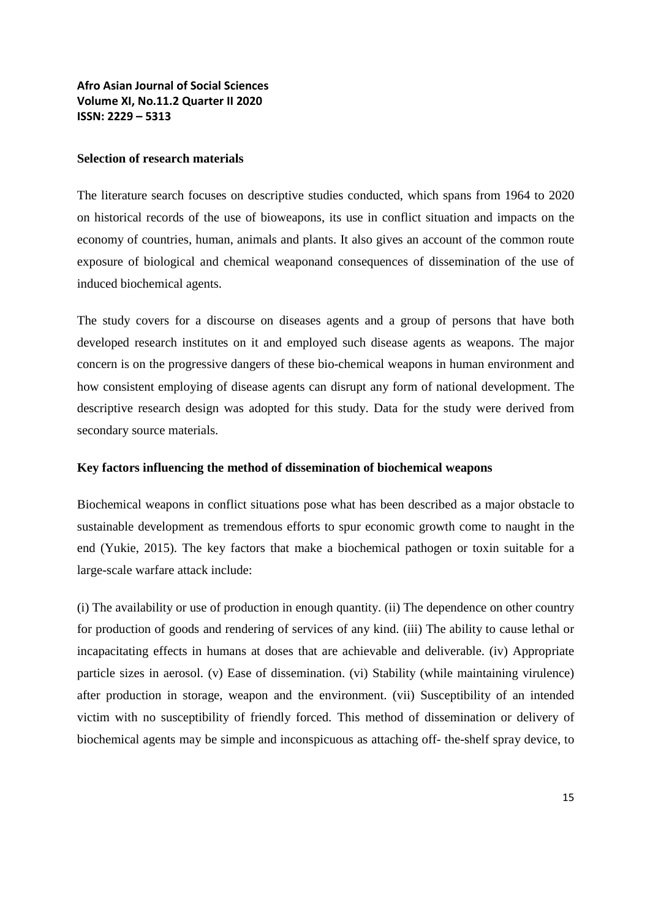### Selection of research materials

The literature search focuses on descriptive studies conducted, which spans from 1964 to 2020 on historical records of the use of bioweapons, its use in conflict situation and impacts on the economy of countries, human, animals and plants. It also gives an account of the common route exposure of biological and chemical weaponand consequences of dissemination of the use of induced biochemical agents.

The study covers for a discourse on diseases agents and a group of persons that have both developed research institutes on it and employed such disease agents as weapons. The major concern is on the progressive dangers of these bio-chemical weapons in human environment and how consistent employing of disease agents can disrupt any form of national development. The descriptive research design was adopted for this study. Data for the study were derived from secondary source materials.

### Key factors influencing the method of dissemination of biochemical weapons

Biochemical weapons in conflict situations pose what has been described as a major obstacle to sustainable development as tremendous efforts to spur economic growth come to naught in the end (Yukie, 2015). The key factors that make a biochemical pathogen or toxin suitable for a large-scale warfare attack include:

(i) The availability or use of production in enough quantity. (ii) The dependence on other country for production of goods and rendering of services of any kind. (iii) The ability to cause lethal or incapacitating effects in humans at doses that are achievable and deliverable. (iv) Appropriate particle sizes in aerosol. (v) Ease of dissemination. (vi) Stability (while maintaining virulence) after production in storage, weapon and the environment. (vii) Susceptibility of an intended victim with no susceptibility of friendly forced. This method of dissemination or delivery of biochemical agents may be simple and inconspicuous as attaching off- the-shelf spray device, to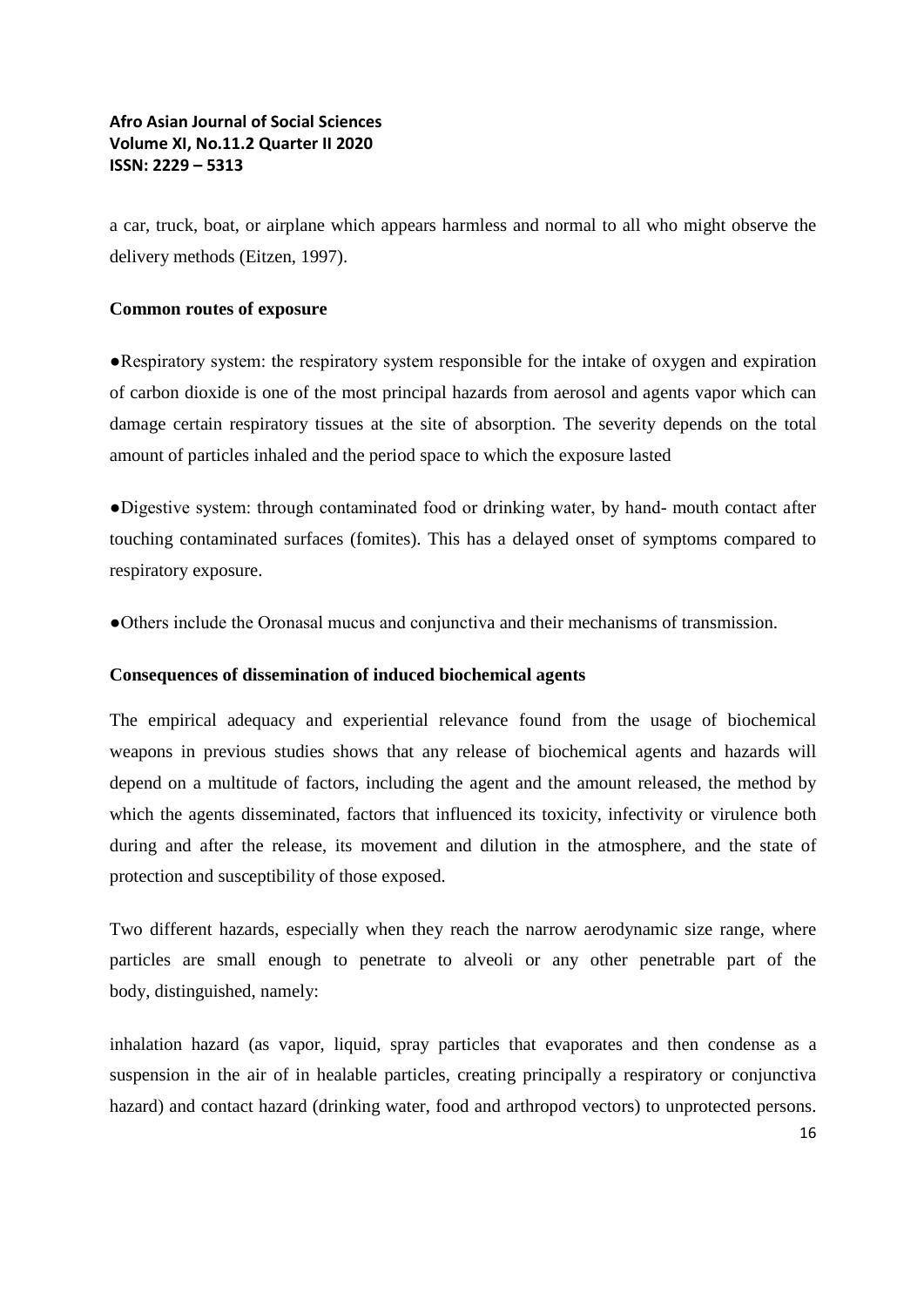a car, truck, boat, or airplane which appears harmless and normal to all who might observe the delivery methods (Eitzen, 1997).

**Common routes of exposure**

●Respiratory system: the respiratory system responsible for the intake of oxygen and expiration of carbon dioxide is one of the most principal hazards from aerosol and agents vapor which can damage certain respiratory tissues at the site of absorption. The severity depends on the total amount of particles inhaled and the period space to which the exposure lasted

●Digestive system: through contaminated food or drinking water, by hand- mouth contact after touching contaminated surfaces (fomites). This has a delayed onset of symptoms compared to respiratory exposure.

●Others include the Oronasal mucus and conjunctiva and their mechanisms of transmission.

**Consequences of dissemination of induced biochemical agents**

The empirical adequacy and experiential relevance found from the usage of biochemical weapons in previous studies shows that any release of biochemical agents and hazards will depend on a multitude of factors, including the agent and the amount released, the method by which the agents disseminated, factors that influenced its toxicity, infectivity or virulence both during and after the release, its movement and dilution in the atmosphere, and the state of protection and susceptibility of those exposed.

Two different hazards, especially when they reach the narrow aerodynamic size range, where particles are small enough to penetrate to alveoli or any other penetrable part of the body, distinguished, namely:

inhalation hazard (as vapor, liquid, spray particles that evaporates and then condense as a suspension in the air of in healable particles, creating principally a respiratory or conjunctiva hazard) and contact hazard (drinking water, food and arthropod vectors) to unprotected persons.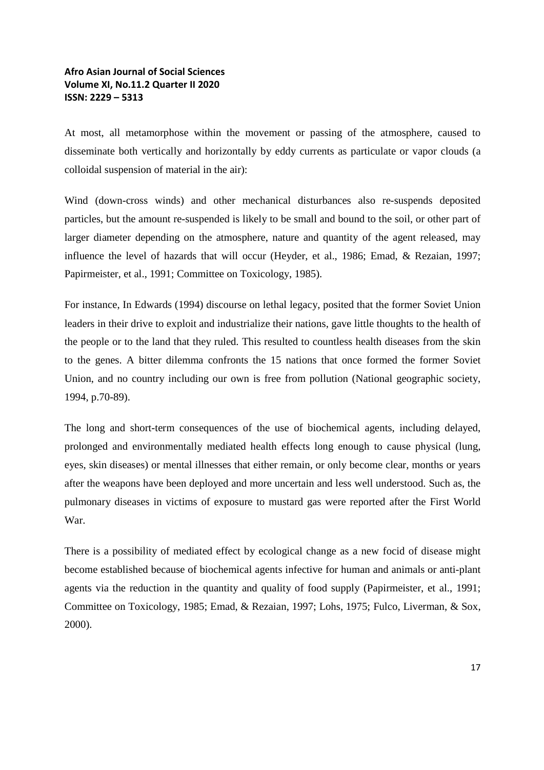At most, all metamorphose within the movement or passing of the atmosphere, caused to disseminate both vertically and horizontally by eddy currents as particulate or vapor clouds (a colloidal suspension of material in the air):

Wind (down-cross winds) and other mechanical disturbances also re-suspends deposited particles, but the amount re-suspended is likely to be small and bound to the soil, or other part of larger diameter depending on the atmosphere, nature and quantity of the agent released, may influence the level of hazards that will occur (Heyder, et al., 1986; Emad, & Rezaian, 1997; Papirmeister, et al., 1991; Committee on Toxicology, 1985).

For instance, In Edwards (1994) discourse on lethal legacy, posited that the former Soviet Union leaders in their drive to exploit and industrialize their nations, gave little thoughts to the health of the people or to the land that they ruled. This resulted to countless health diseases from the skin to the genes. A bitter dilemma confronts the 15 nations that once formed the former Soviet Union, and no country including our own is free from pollution (National geographic society, 1994, p.70-89).

The long and short-term consequences of the use of biochemical agents, including delayed, prolonged and environmentally mediated health effects long enough to cause physical (lung, eyes, skin diseases) or mental illnesses that either remain, or only become clear, months or years after the weapons have been deployed and more uncertain and less well understood. Such as, the pulmonary diseases in victims of exposure to mustard gas were reported after the First World War.

There is a possibility of mediated effect by ecological change as a new focid of disease might become established because of biochemical agents infective for human and animals or anti-plant agents via the reduction in the quantity and quality of food supply (Papirmeister, et al., 1991; Committee on Toxicology, 1985; Emad, & Rezaian, 1997; Lohs, 1975; Fulco, Liverman, & Sox, 2000).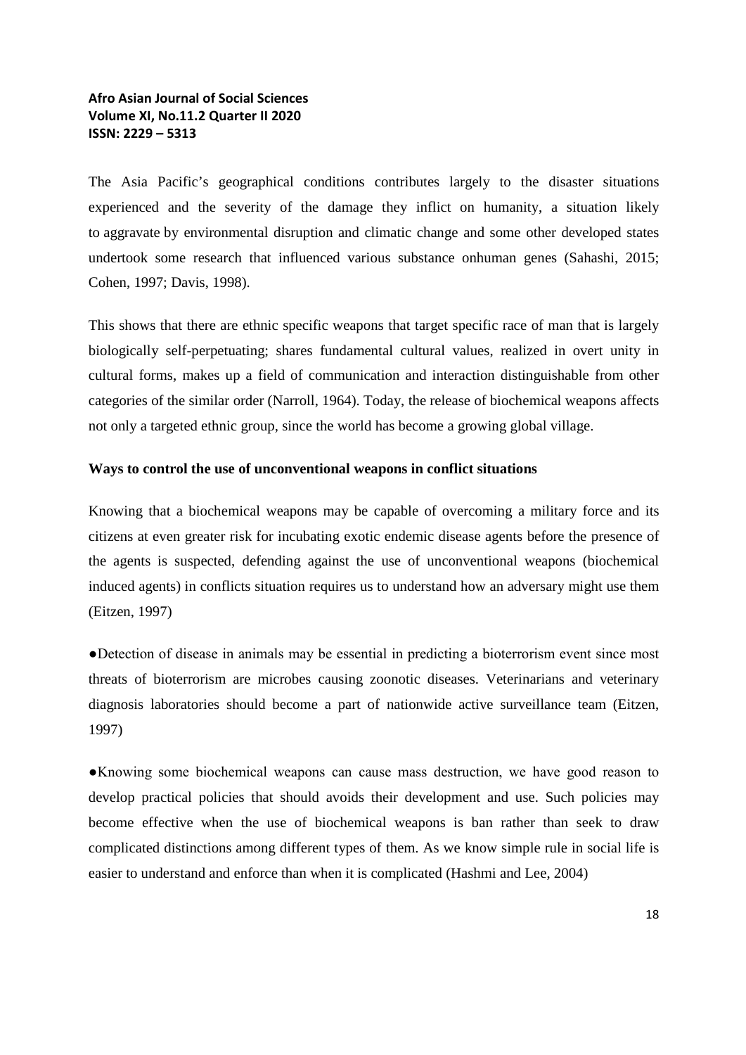The Asia Pacific's geographical conditions contributes largely to the disaster situations experienced and the severity of the damage they inflict on humanity, a situation likely to aggravate by environmental disruption and climatic change and some other developed states undertook some research that influenced various substance onhuman genes (Sahashi, 2015; Cohen, 1997; Davis, 1998).

This shows that there are ethnic specific weapons that target specific race of man that is largely biologically self-perpetuating; shares fundamental cultural values, realized in overt unity in cultural forms, makes up a field of communication and interaction distinguishable from other categories of the similar order (Narroll, 1964). Today, the release of biochemical weapons affects not only a targeted ethnic group, since the world has become a growing global village.

**Ways to control the use of unconventional weapons in conflict situations**

Knowing that a biochemical weapons may be capable of overcoming a military force and its citizens at even greater risk for incubating exotic endemic disease agents before the presence of the agents is suspected, defending against the use of unconventional weapons (biochemical induced agents) in conflicts situation requires us to understand how an adversary might use them (Eitzen, 1997)

- Detection of disease in animals may be essential in predicting a bioterrorism event since most threats of bioterrorism are microbes causing zoonotic diseases. Veterinarians and veterinary diagnosis laboratories should become a part of nationwide active surveillance team (Eitzen, 1997)

- Knowing some biochemical weapons can cause mass destruction, we have good reason to develop practical policies that should avoids their development and use. Such policies may become effective when the use of biochemical weapons is ban rather than seek to draw complicated distinctions among different types of them. As we know simple rule in social life is easier to understand and enforce than when it is complicated (Hashmi and Lee, 2004)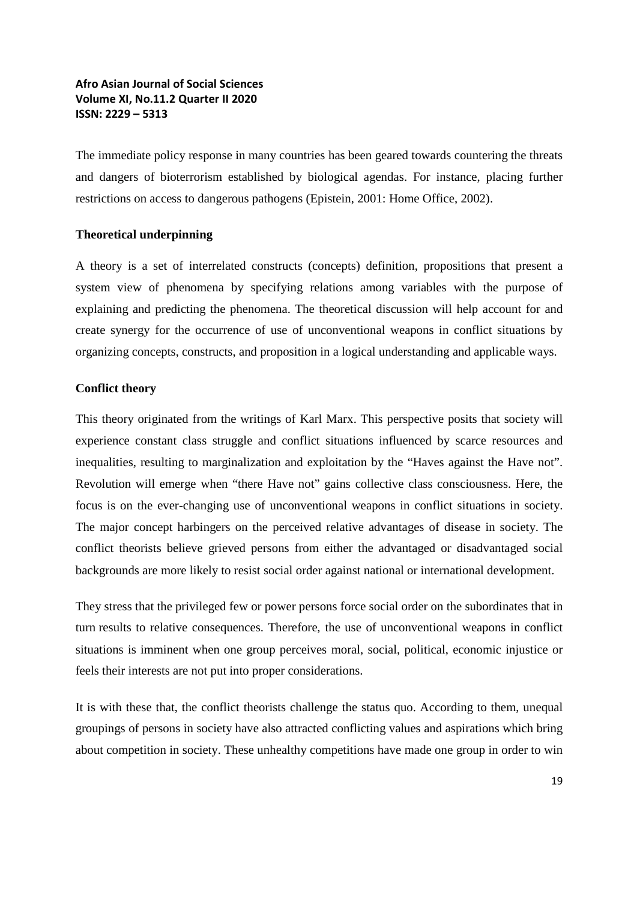The immediate policy response in many countries has been geared towards countering the threats and dangers of bioterrorism established by biological agendas. For instance, placing further restrictions on access to dangerous pathogens (Epistein, 2001: Home Office, 2002).

## Theoretical underpinning

A theory is a set of interrelated constructs (concepts) definition, propositions that present a system view of phenomena by specifying relations among variables with the purpose of explaining and predicting the phenomena. The theoretical discussion will help account for and create synergy for the occurrence of use of unconventional weapons in conflict situations by organizing concepts, constructs, and proposition in a logical understanding and applicable ways.

## Conflict theory

This theory originated from the writings of Karl Marx. This perspective posits that society will experience constant class struggle and conflict situations influenced by scarce resources and inequalities, resulting to marginalization and exploitation by the "Haves against the Have not". Revolution will emerge when "there Have not" gains collective class consciousness. Here, the focus is on the ever-changing use of unconventional weapons in conflict situations in society. The major concept harbingers on the perceived relative advantages of disease in society. The conflict theorists believe grieved persons from either the advantaged or disadvantaged social backgrounds are more likely to resist social order against national or international development.

They stress that the privileged few or power persons force social order on the subordinates that in turn results to relative consequences. Therefore, the use of unconventional weapons in conflict situations is imminent when one group perceives moral, social, political, economic injustice or feels their interests are not put into proper considerations.

It is with these that, the conflict theorists challenge the status quo. According to them, unequal groupings of persons in society have also attracted conflicting values and aspirations which bring about competition in society. These unhealthy competitions have made one group in order to win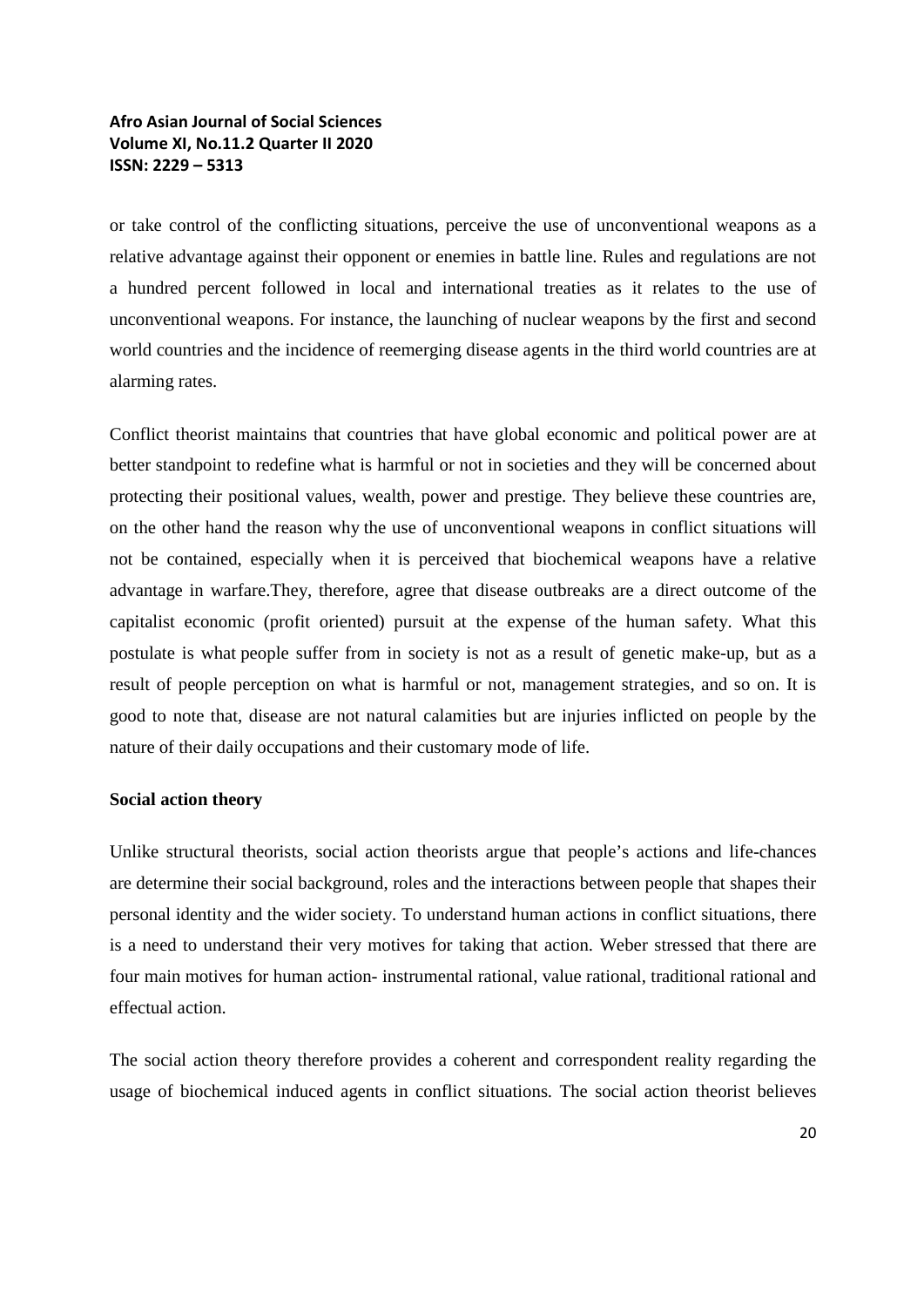or take control of the conflicting situations, perceive the use of unconventional weapons as a relative advantage against their opponent or enemies in battle line. Rules and regulations are not a hundred percent followed in local and international treaties as it relates to the use of unconventional weapons. For instance, the launching of nuclear weapons by the first and second world countries and the incidence of reemerging disease agents in the third world countries are at alarming rates.

Conflict theorist maintains that countries that have global economic and political power are at better standpoint to redefine what is harmful or not in societies and they will be concerned about protecting their positional values, wealth, power and prestige. They believe these countries are, on the other hand the reason why the use of unconventional weapons in conflict situations will not be contained, especially when it is perceived that biochemical weapons have a relative advantage in warfare.They, therefore, agree that disease outbreaks are a direct outcome of the capitalist economic (profit oriented) pursuit at the expense of the human safety. What this postulate is what people suffer from in society is not as a result of genetic make-up, but as a result of people perception on what is harmful or not, management strategies, and so on. It is good to note that, disease are not natural calamities but are injuries inflicted on people by the nature of their daily occupations and their customary mode of life.

**Social action theory**

Unlike structural theorists, social action theorists argue that people's actions and life-chances are determine their social background, roles and the interactions between people that shapes their personal identity and the wider society. To understand human actions in conflict situations, there is a need to understand their very motives for taking that action. Weber stressed that there are four main motives for human action- instrumental rational, value rational, traditional rational and effectual action.

The social action theory therefore provides a coherent and correspondent reality regarding the usage of biochemical induced agents in conflict situations. The social action theorist believes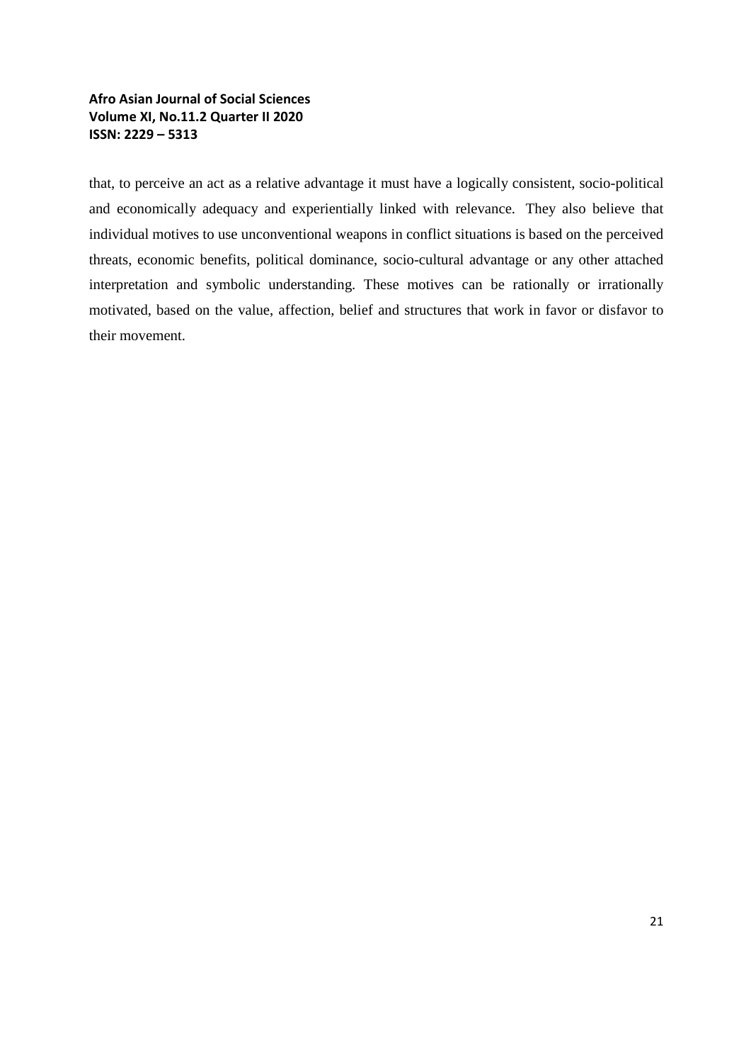that, to perceive an act as a relative advantage it must have a logically consistent, socio-political and economically adequacy and experientially linked with relevance. They also believe that individual motives to use unconventional weapons in conflict situations is based on the perceived threats, economic benefits, political dominance, socio-cultural advantage or any other attached interpretation and symbolic understanding. These motives can be rationally or irrationally motivated, based on the value, affection, belief and structures that work in favor or disfavor to their movement.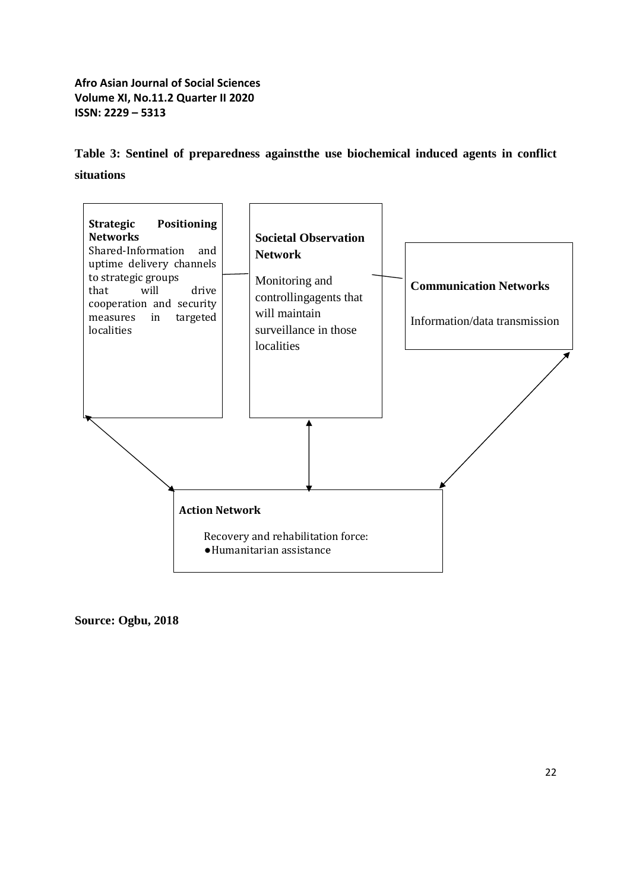**Table 3: Sentinel of preparedness againstthe use biochemical induced agents in conflict situations**

**Strategic Positioning Networks**
Shared-Information and uptime delivery channels to strategic groups that will drive cooperation and security measures in targeted localities

**Societal Observation Network**
Monitoring and controllingagents that will maintain surveillance in those localities

**Communication Networks**
Information/data transmission

**Action Network**
Recovery and rehabilitation force:
- Humanitarian assistance

**Source: Ogbu, 2018**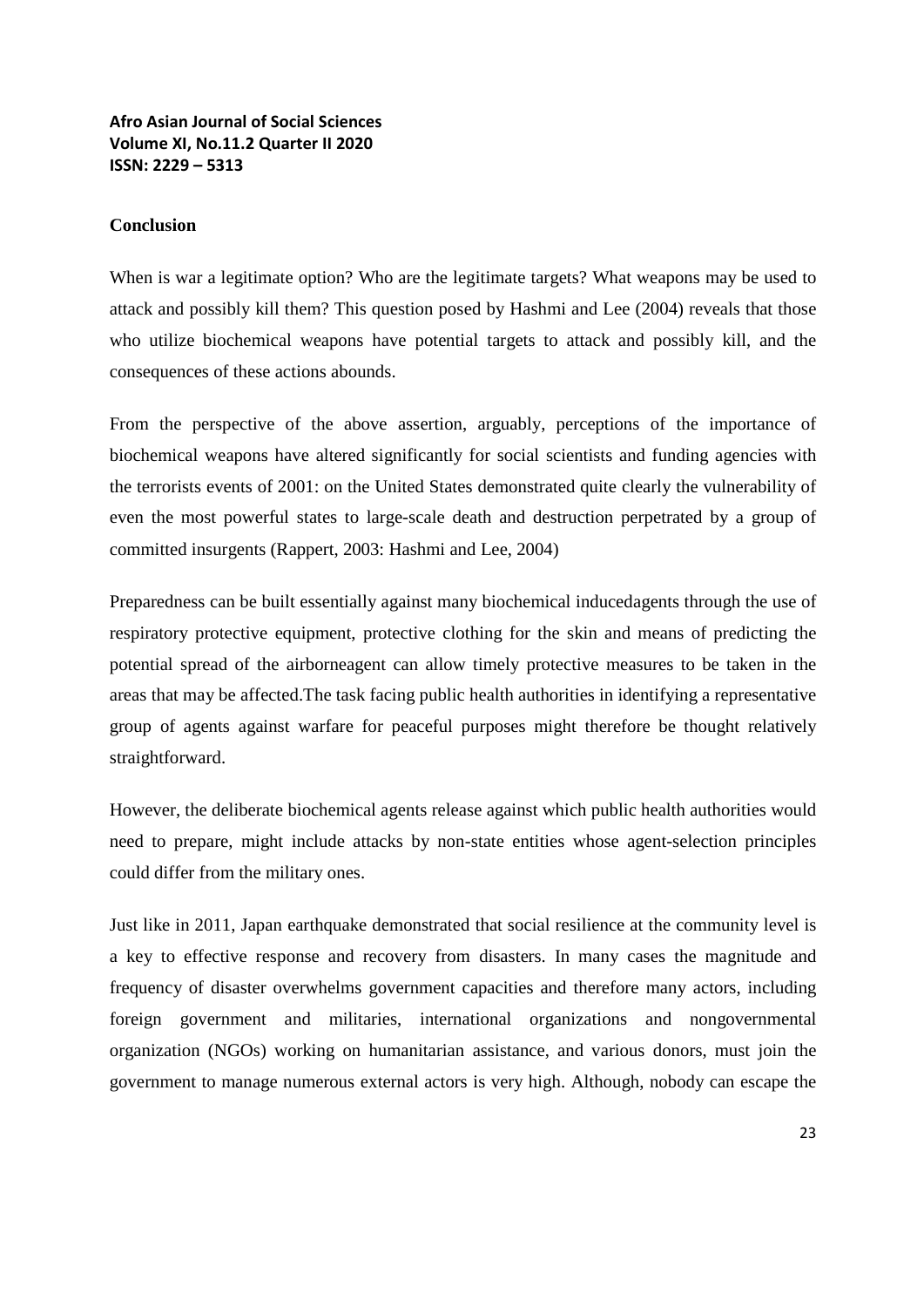## Conclusion

When is war a legitimate option? Who are the legitimate targets? What weapons may be used to attack and possibly kill them? This question posed by Hashmi and Lee (2004) reveals that those who utilize biochemical weapons have potential targets to attack and possibly kill, and the consequences of these actions abounds.

From the perspective of the above assertion, arguably, perceptions of the importance of biochemical weapons have altered significantly for social scientists and funding agencies with the terrorists events of 2001: on the United States demonstrated quite clearly the vulnerability of even the most powerful states to large-scale death and destruction perpetrated by a group of committed insurgents (Rappert, 2003: Hashmi and Lee, 2004)

Preparedness can be built essentially against many biochemical inducedagents through the use of respiratory protective equipment, protective clothing for the skin and means of predicting the potential spread of the airborneagent can allow timely protective measures to be taken in the areas that may be affected.The task facing public health authorities in identifying a representative group of agents against warfare for peaceful purposes might therefore be thought relatively straightforward.

However, the deliberate biochemical agents release against which public health authorities would need to prepare, might include attacks by non-state entities whose agent-selection principles could differ from the military ones.

Just like in 2011, Japan earthquake demonstrated that social resilience at the community level is a key to effective response and recovery from disasters. In many cases the magnitude and frequency of disaster overwhelms government capacities and therefore many actors, including foreign government and militaries, international organizations and nongovernmental organization (NGOs) working on humanitarian assistance, and various donors, must join the government to manage numerous external actors is very high. Although, nobody can escape the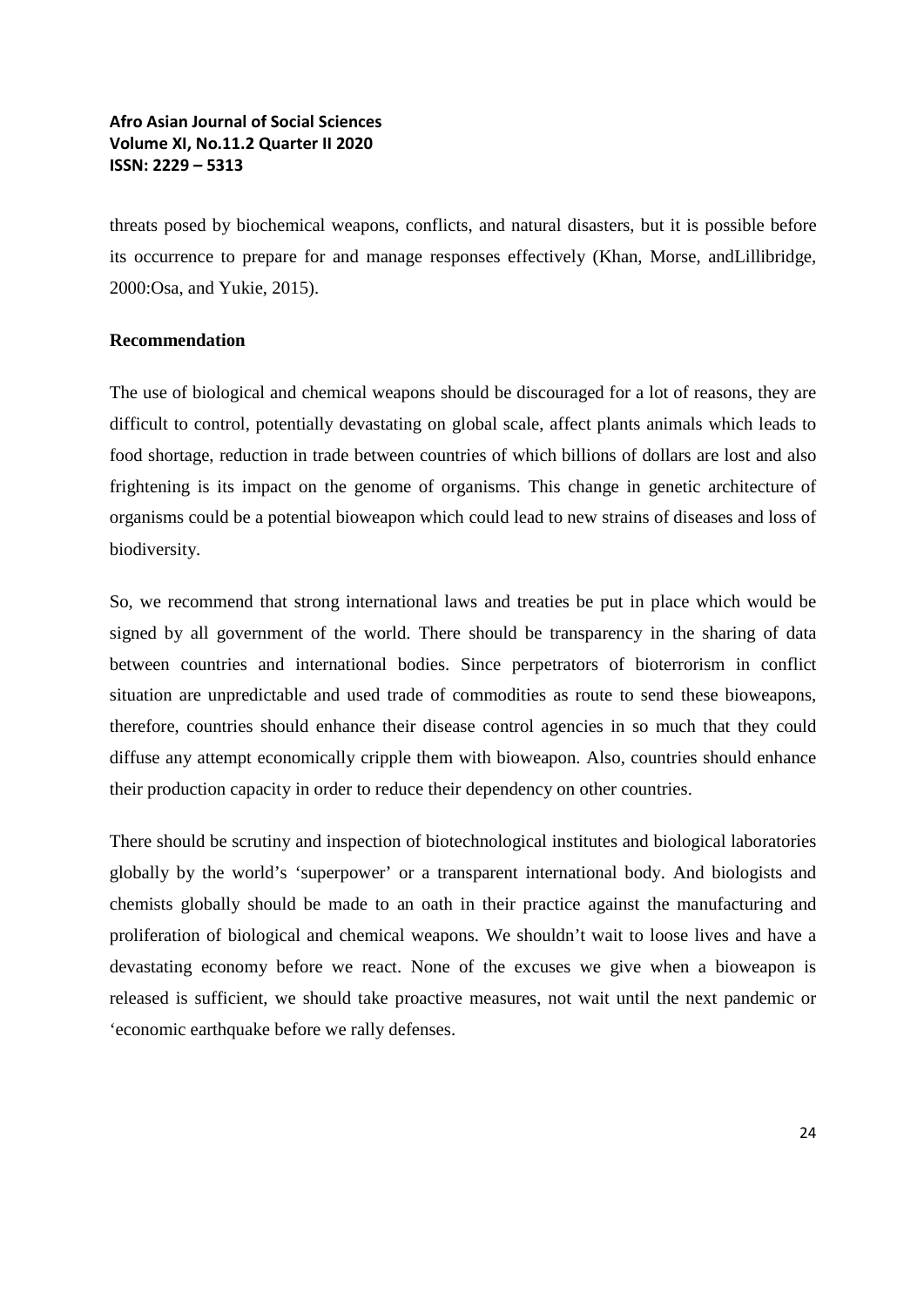threats posed by biochemical weapons, conflicts, and natural disasters, but it is possible before its occurrence to prepare for and manage responses effectively (Khan, Morse, andLillibridge, 2000:Osa, and Yukie, 2015).

**Recommendation**

The use of biological and chemical weapons should be discouraged for a lot of reasons, they are difficult to control, potentially devastating on global scale, affect plants animals which leads to food shortage, reduction in trade between countries of which billions of dollars are lost and also frightening is its impact on the genome of organisms. This change in genetic architecture of organisms could be a potential bioweapon which could lead to new strains of diseases and loss of biodiversity.

So, we recommend that strong international laws and treaties be put in place which would be signed by all government of the world. There should be transparency in the sharing of data between countries and international bodies. Since perpetrators of bioterrorism in conflict situation are unpredictable and used trade of commodities as route to send these bioweapons, therefore, countries should enhance their disease control agencies in so much that they could diffuse any attempt economically cripple them with bioweapon. Also, countries should enhance their production capacity in order to reduce their dependency on other countries.

There should be scrutiny and inspection of biotechnological institutes and biological laboratories globally by the world's 'superpower' or a transparent international body. And biologists and chemists globally should be made to an oath in their practice against the manufacturing and proliferation of biological and chemical weapons. We shouldn't wait to loose lives and have a devastating economy before we react. None of the excuses we give when a bioweapon is released is sufficient, we should take proactive measures, not wait until the next pandemic or 'economic earthquake before we rally defenses.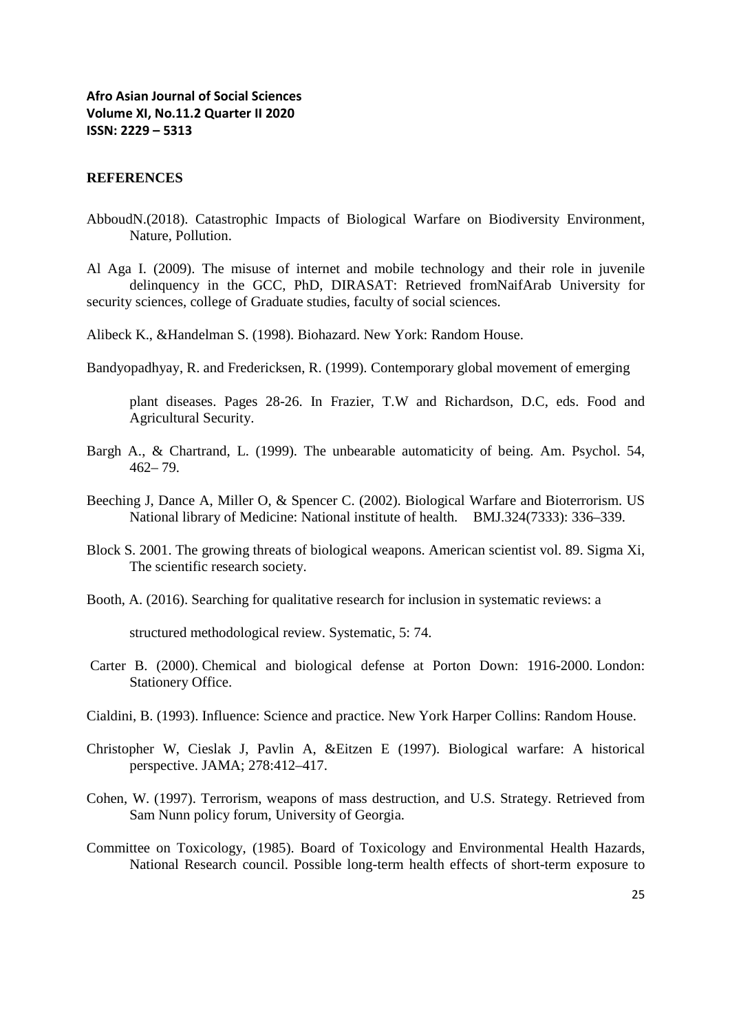## REFERENCES

AbboudN.(2018). Catastrophic Impacts of Biological Warfare on Biodiversity Environment, Nature, Pollution.

Al Aga I. (2009). The misuse of internet and mobile technology and their role in juvenile delinquency in the GCC, PhD, DIRASAT: Retrieved fromNaifArab University for security sciences, college of Graduate studies, faculty of social sciences.

Alibeck K., &Handelman S. (1998). Biohazard. New York: Random House.

Bandyopadhyay, R. and Fredericksen, R. (1999). Contemporary global movement of emerging plant diseases. Pages 28-26. In Frazier, T.W and Richardson, D.C, eds. Food and Agricultural Security.

Bargh A., & Chartrand, L. (1999). The unbearable automaticity of being. Am. Psychol. 54, 462– 79.

Beeching J, Dance A, Miller O, & Spencer C. (2002). Biological Warfare and Bioterrorism. US National library of Medicine: National institute of health. BMJ.324(7333): 336–339.

Block S. 2001. The growing threats of biological weapons. American scientist vol. 89. Sigma Xi, The scientific research society.

Booth, A. (2016). Searching for qualitative research for inclusion in systematic reviews: a structured methodological review. Systematic, 5: 74.

Carter B. (2000). Chemical and biological defense at Porton Down: 1916-2000. London: Stationery Office.

Cialdini, B. (1993). Influence: Science and practice. New York Harper Collins: Random House.

Christopher W, Cieslak J, Pavlin A, &Eitzen E (1997). Biological warfare: A historical perspective. JAMA; 278:412–417.

Cohen, W. (1997). Terrorism, weapons of mass destruction, and U.S. Strategy. Retrieved from Sam Nunn policy forum, University of Georgia.

Committee on Toxicology, (1985). Board of Toxicology and Environmental Health Hazards, National Research council. Possible long-term health effects of short-term exposure to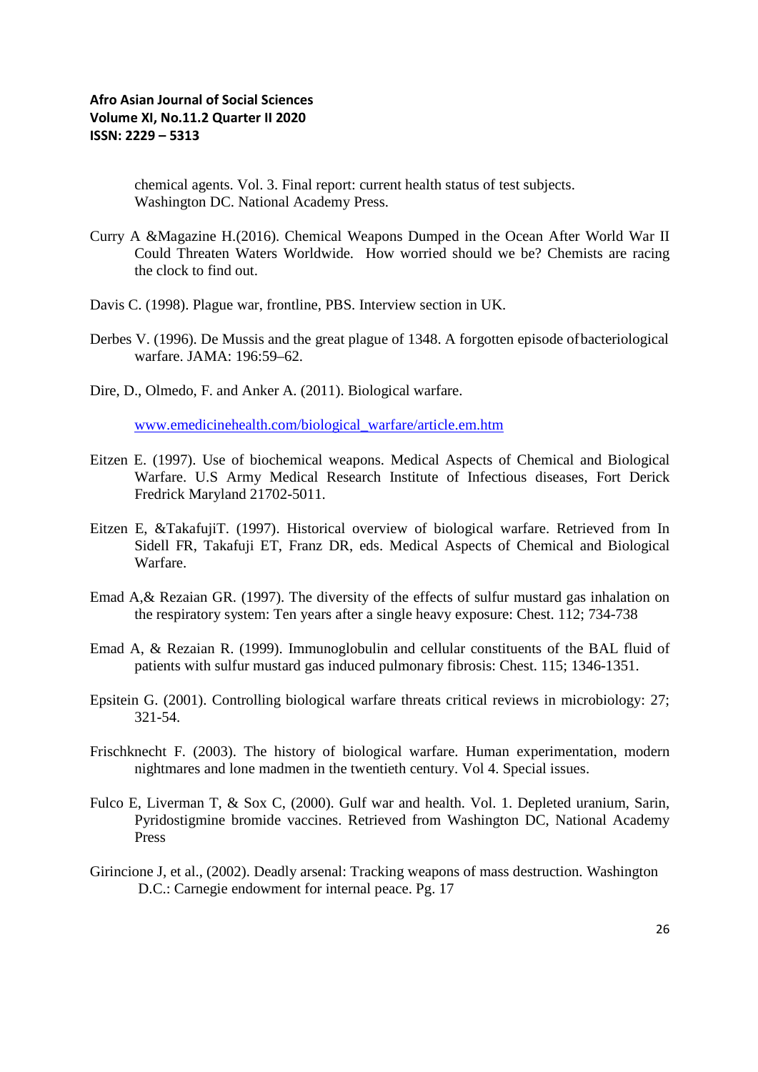chemical agents. Vol. 3. Final report: current health status of test subjects. Washington DC. National Academy Press.

Curry A &Magazine H.(2016). Chemical Weapons Dumped in the Ocean After World War II Could Threaten Waters Worldwide. How worried should we be? Chemists are racing the clock to find out.

Davis C. (1998). Plague war, frontline, PBS. Interview section in UK.

Derbes V. (1996). De Mussis and the great plague of 1348. A forgotten episode ofbacteriological warfare. JAMA: 196:59–62.

Dire, D., Olmedo, F. and Anker A. (2011). Biological warfare.

www.emedicinehealth.com/biological_warfare/article.em.htm

Eitzen E. (1997). Use of biochemical weapons. Medical Aspects of Chemical and Biological Warfare. U.S Army Medical Research Institute of Infectious diseases, Fort Derick Fredrick Maryland 21702-5011.

Eitzen E, &TakafujiT. (1997). Historical overview of biological warfare. Retrieved from In Sidell FR, Takafuji ET, Franz DR, eds. Medical Aspects of Chemical and Biological Warfare.

Emad A,& Rezaian GR. (1997). The diversity of the effects of sulfur mustard gas inhalation on the respiratory system: Ten years after a single heavy exposure: Chest. 112; 734-738

Emad A, & Rezaian R. (1999). Immunoglobulin and cellular constituents of the BAL fluid of patients with sulfur mustard gas induced pulmonary fibrosis: Chest. 115; 1346-1351.

Epsitein G. (2001). Controlling biological warfare threats critical reviews in microbiology: 27; 321-54.

Frischknecht F. (2003). The history of biological warfare. Human experimentation, modern nightmares and lone madmen in the twentieth century. Vol 4. Special issues.

Fulco E, Liverman T, & Sox C, (2000). Gulf war and health. Vol. 1. Depleted uranium, Sarin, Pyridostigmine bromide vaccines. Retrieved from Washington DC, National Academy Press

Girincione J, et al., (2002). Deadly arsenal: Tracking weapons of mass destruction. Washington D.C.: Carnegie endowment for internal peace. Pg. 17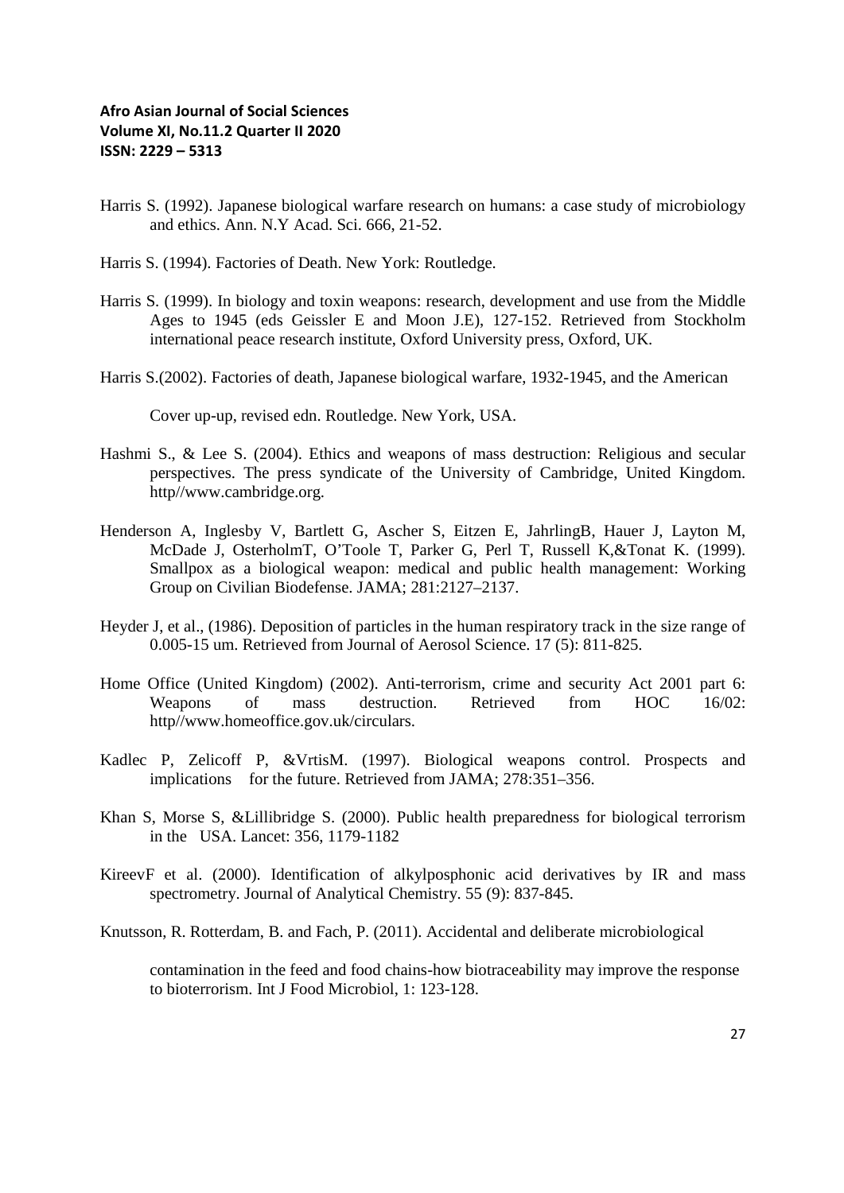Harris S. (1992). Japanese biological warfare research on humans: a case study of microbiology and ethics. Ann. N.Y Acad. Sci. 666, 21-52.

Harris S. (1994). Factories of Death. New York: Routledge.

Harris S. (1999). In biology and toxin weapons: research, development and use from the Middle Ages to 1945 (eds Geissler E and Moon J.E), 127-152. Retrieved from Stockholm international peace research institute, Oxford University press, Oxford, UK.

Harris S.(2002). Factories of death, Japanese biological warfare, 1932-1945, and the American

Cover up-up, revised edn. Routledge. New York, USA.

Hashmi S., & Lee S. (2004). Ethics and weapons of mass destruction: Religious and secular perspectives. The press syndicate of the University of Cambridge, United Kingdom. http//www.cambridge.org.

Henderson A, Inglesby V, Bartlett G, Ascher S, Eitzen E, JahrlingB, Hauer J, Layton M, McDade J, OsterholmT, O'Toole T, Parker G, Perl T, Russell K,&Tonat K. (1999). Smallpox as a biological weapon: medical and public health management: Working Group on Civilian Biodefense. JAMA; 281:2127–2137.

Heyder J, et al., (1986). Deposition of particles in the human respiratory track in the size range of 0.005-15 um. Retrieved from Journal of Aerosol Science. 17 (5): 811-825.

Home Office (United Kingdom) (2002). Anti-terrorism, crime and security Act 2001 part 6: Weapons of mass destruction. Retrieved from HOC 16/02: http//www.homeoffice.gov.uk/circulars.

Kadlec P, Zelicoff P, &VrtisM. (1997). Biological weapons control. Prospects and implications for the future. Retrieved from JAMA; 278:351–356.

Khan S, Morse S, &Lillibridge S. (2000). Public health preparedness for biological terrorism in the USA. Lancet: 356, 1179-1182

KireevF et al. (2000). Identification of alkylposphonic acid derivatives by IR and mass spectrometry. Journal of Analytical Chemistry. 55 (9): 837-845.

Knutsson, R. Rotterdam, B. and Fach, P. (2011). Accidental and deliberate microbiological

contamination in the feed and food chains-how biotraceability may improve the response to bioterrorism. Int J Food Microbiol, 1: 123-128.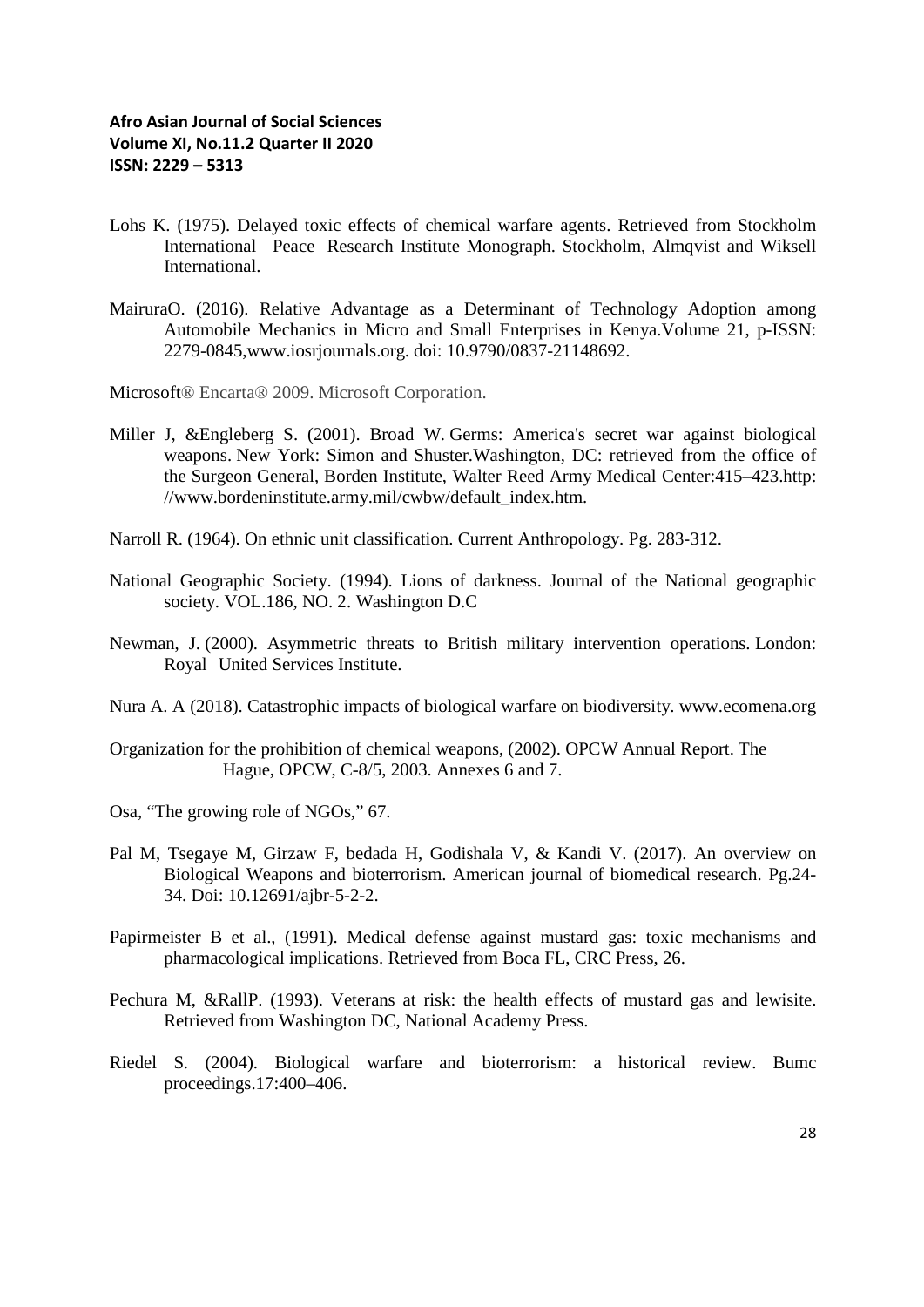Lohs K. (1975). Delayed toxic effects of chemical warfare agents. Retrieved from Stockholm International Peace Research Institute Monograph. Stockholm, Almqvist and Wiksell International.

MairuraO. (2016). Relative Advantage as a Determinant of Technology Adoption among Automobile Mechanics in Micro and Small Enterprises in Kenya.Volume 21, p-ISSN: 2279-0845,www.iosrjournals.org. doi: 10.9790/0837-21148692.

Microsoft® Encarta® 2009. Microsoft Corporation.

Miller J, &Engleberg S. (2001). Broad W. Germs: America's secret war against biological weapons. New York: Simon and Shuster.Washington, DC: retrieved from the office of the Surgeon General, Borden Institute, Walter Reed Army Medical Center:415–423.http: //www.bordeninstitute.army.mil/cwbw/default_index.htm.

Narroll R. (1964). On ethnic unit classification. Current Anthropology. Pg. 283-312.

National Geographic Society. (1994). Lions of darkness. Journal of the National geographic society. VOL.186, NO. 2. Washington D.C

Newman, J. (2000). Asymmetric threats to British military intervention operations. London: Royal United Services Institute.

Nura A. A (2018). Catastrophic impacts of biological warfare on biodiversity. www.ecomena.org

Organization for the prohibition of chemical weapons, (2002). OPCW Annual Report. The Hague, OPCW, C-8/5, 2003. Annexes 6 and 7.

Osa, "The growing role of NGOs," 67.

Pal M, Tsegaye M, Girzaw F, bedada H, Godishala V, & Kandi V. (2017). An overview on Biological Weapons and bioterrorism. American journal of biomedical research. Pg.24-34. Doi: 10.12691/ajbr-5-2-2.

Papirmeister B et al., (1991). Medical defense against mustard gas: toxic mechanisms and pharmacological implications. Retrieved from Boca FL, CRC Press, 26.

Pechura M, &RallP. (1993). Veterans at risk: the health effects of mustard gas and lewisite. Retrieved from Washington DC, National Academy Press.

Riedel S. (2004). Biological warfare and bioterrorism: a historical review. Bumc proceedings.17:400–406.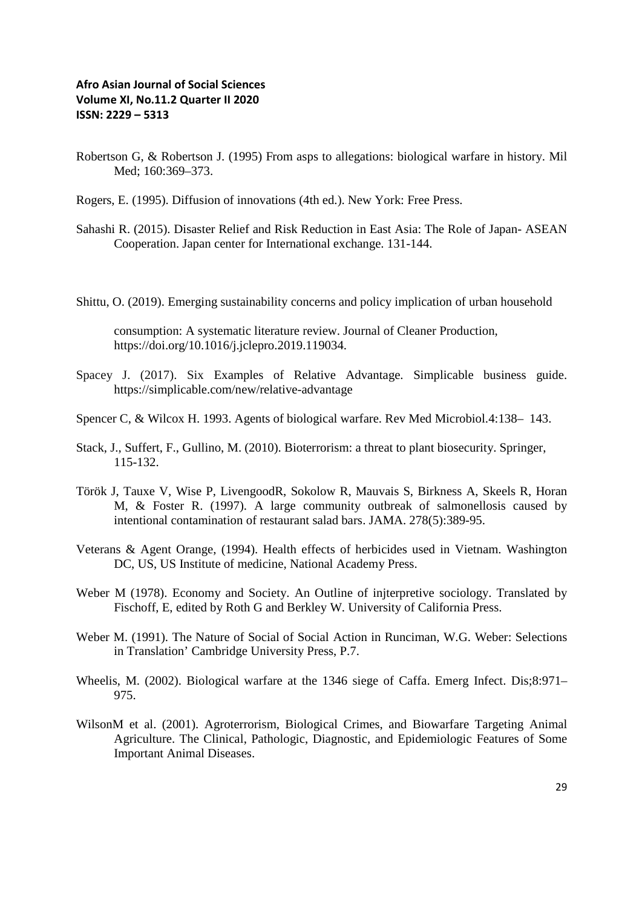Robertson G, & Robertson J. (1995) From asps to allegations: biological warfare in history. Mil Med; 160:369–373.

Rogers, E. (1995). Diffusion of innovations (4th ed.). New York: Free Press.

Sahashi R. (2015). Disaster Relief and Risk Reduction in East Asia: The Role of Japan- ASEAN Cooperation. Japan center for International exchange. 131-144.

Shittu, O. (2019). Emerging sustainability concerns and policy implication of urban household

consumption: A systematic literature review. Journal of Cleaner Production, https://doi.org/10.1016/j.jclepro.2019.119034.

Spacey J. (2017). Six Examples of Relative Advantage. Simplicable business guide. https://simplicable.com/new/relative-advantage

Spencer C, & Wilcox H. 1993. Agents of biological warfare. Rev Med Microbiol.4:138– 143.

Stack, J., Suffert, F., Gullino, M. (2010). Bioterrorism: a threat to plant biosecurity. Springer, 115-132.

Török J, Tauxe V, Wise P, LivengoodR, Sokolow R, Mauvais S, Birkness A, Skeels R, Horan M, & Foster R. (1997). A large community outbreak of salmonellosis caused by intentional contamination of restaurant salad bars. JAMA. 278(5):389-95.

Veterans & Agent Orange, (1994). Health effects of herbicides used in Vietnam. Washington DC, US, US Institute of medicine, National Academy Press.

Weber M (1978). Economy and Society. An Outline of injterpretive sociology. Translated by Fischoff, E, edited by Roth G and Berkley W. University of California Press.

Weber M. (1991). The Nature of Social of Social Action in Runciman, W.G. Weber: Selections in Translation' Cambridge University Press, P.7.

Wheelis, M. (2002). Biological warfare at the 1346 siege of Caffa. Emerg Infect. Dis;8:971–975.

WilsonM et al. (2001). Agroterrorism, Biological Crimes, and Biowarfare Targeting Animal Agriculture. The Clinical, Pathologic, Diagnostic, and Epidemiologic Features of Some Important Animal Diseases.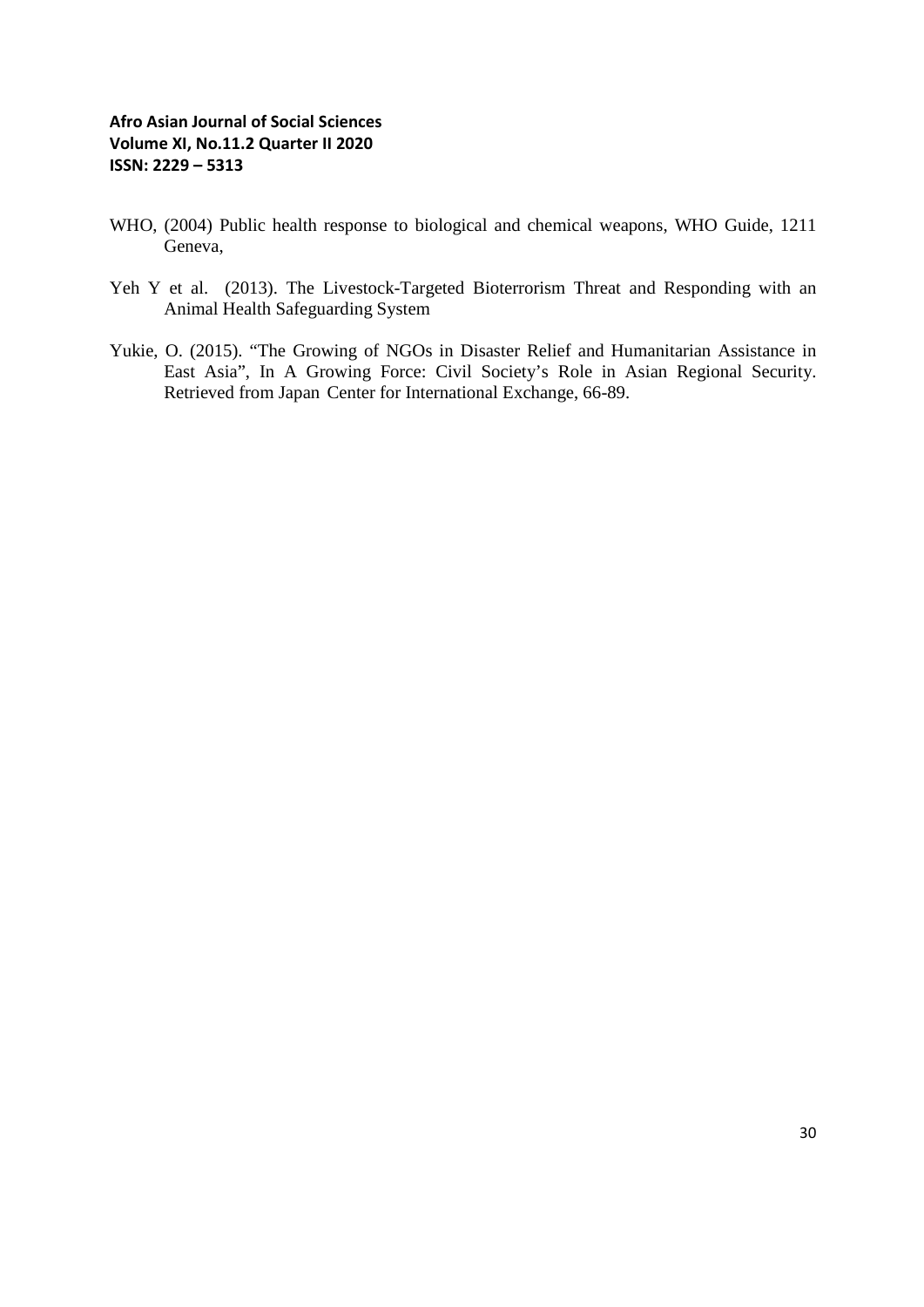WHO, (2004) Public health response to biological and chemical weapons, WHO Guide, 1211 Geneva,

Yeh Y et al. (2013). The Livestock-Targeted Bioterrorism Threat and Responding with an Animal Health Safeguarding System

Yukie, O. (2015). "The Growing of NGOs in Disaster Relief and Humanitarian Assistance in East Asia", In A Growing Force: Civil Society's Role in Asian Regional Security. Retrieved from Japan Center for International Exchange, 66-89.